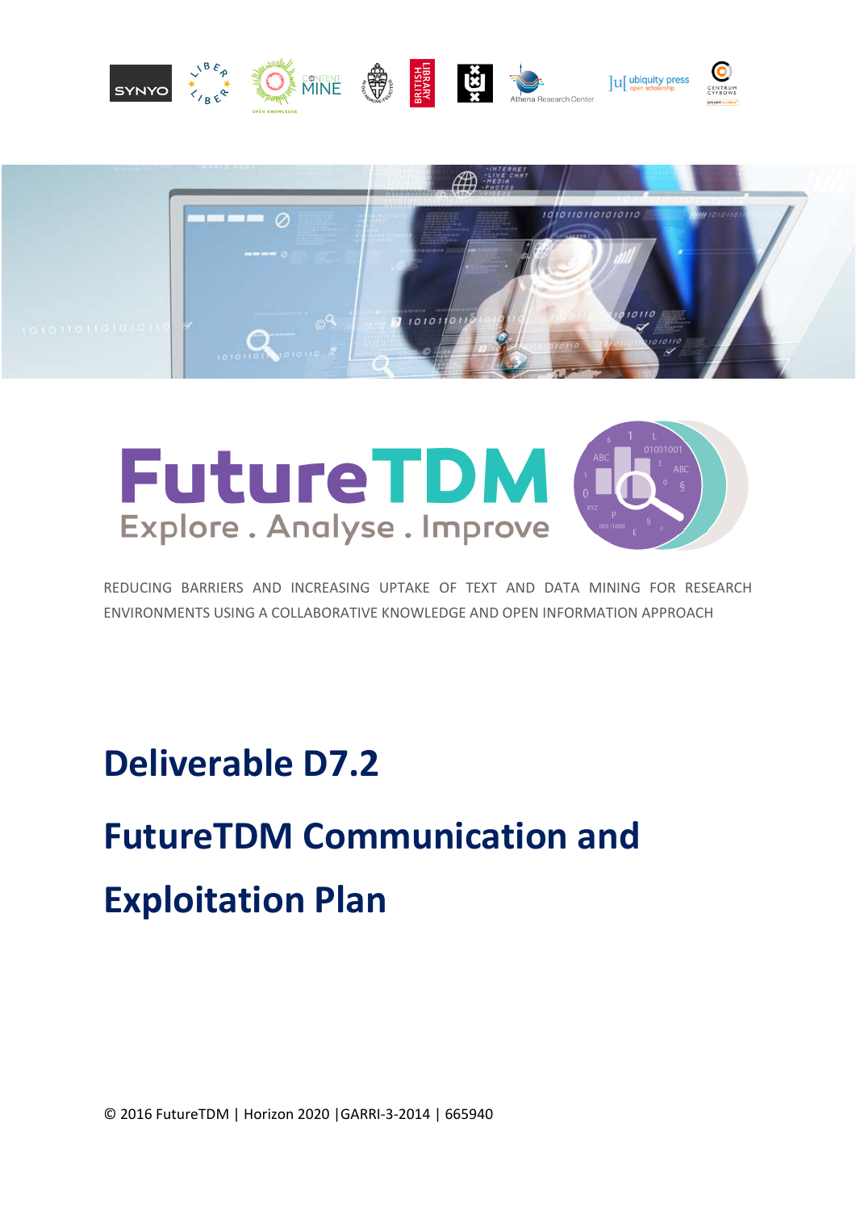FutureTDM

Explore . Analyse . Improve

REDUCING BARRIERS AND INCREASING UPTAKE OF TEXT AND DATA MINING FOR RESEARCH ENVIRONMENTS USING A COLLABORATIVE KNOWLEDGE AND OPEN INFORMATION APPROACH

# Deliverable D7.2

# FutureTDM Communication and Exploitation Plan

© 2016 FutureTDM | Horizon 2020 |GARRI-3-2014 | 665940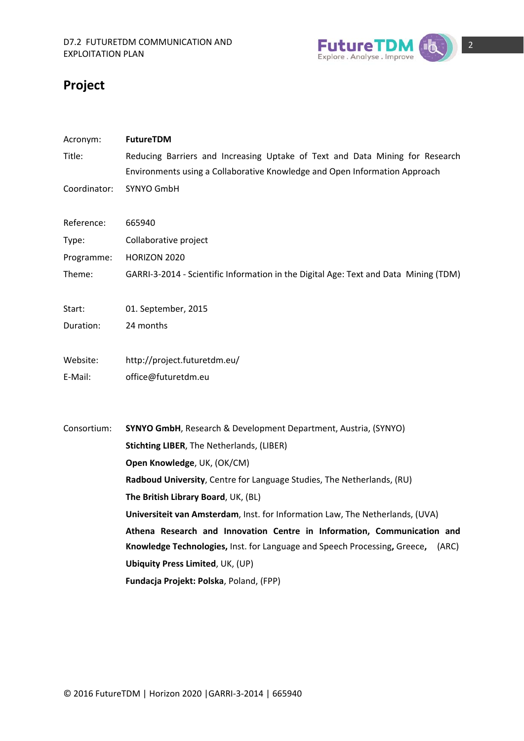# Project

Acronym: **FutureTDM**

Title: Reducing Barriers and Increasing Uptake of Text and Data Mining for Research Environments using a Collaborative Knowledge and Open Information Approach

Coordinator: SYNYO GmbH

Reference: 665940

Type: Collaborative project

Programme: HORIZON 2020

Theme: GARRI-3-2014 - Scientific Information in the Digital Age: Text and Data Mining (TDM)

Start: 01. September, 2015

Duration: 24 months

Website: http://project.futuretdm.eu/

E-Mail: office@futuretdm.eu

Consortium:

**SYNYO GmbH**, Research & Development Department, Austria, (SYNYO)

**Stichting LIBER**, The Netherlands, (LIBER)

**Open Knowledge**, UK, (OK/CM)

**Radboud University**, Centre for Language Studies, The Netherlands, (RU)

**The British Library Board**, UK, (BL)

**Universiteit van Amsterdam**, Inst. for Information Law, The Netherlands, (UVA)

**Athena Research and Innovation Centre in Information, Communication and Knowledge Technologies,** Inst. for Language and Speech Processing**,** Greece**,** (ARC)

**Ubiquity Press Limited**, UK, (UP)

**Fundacja Projekt: Polska**, Poland, (FPP)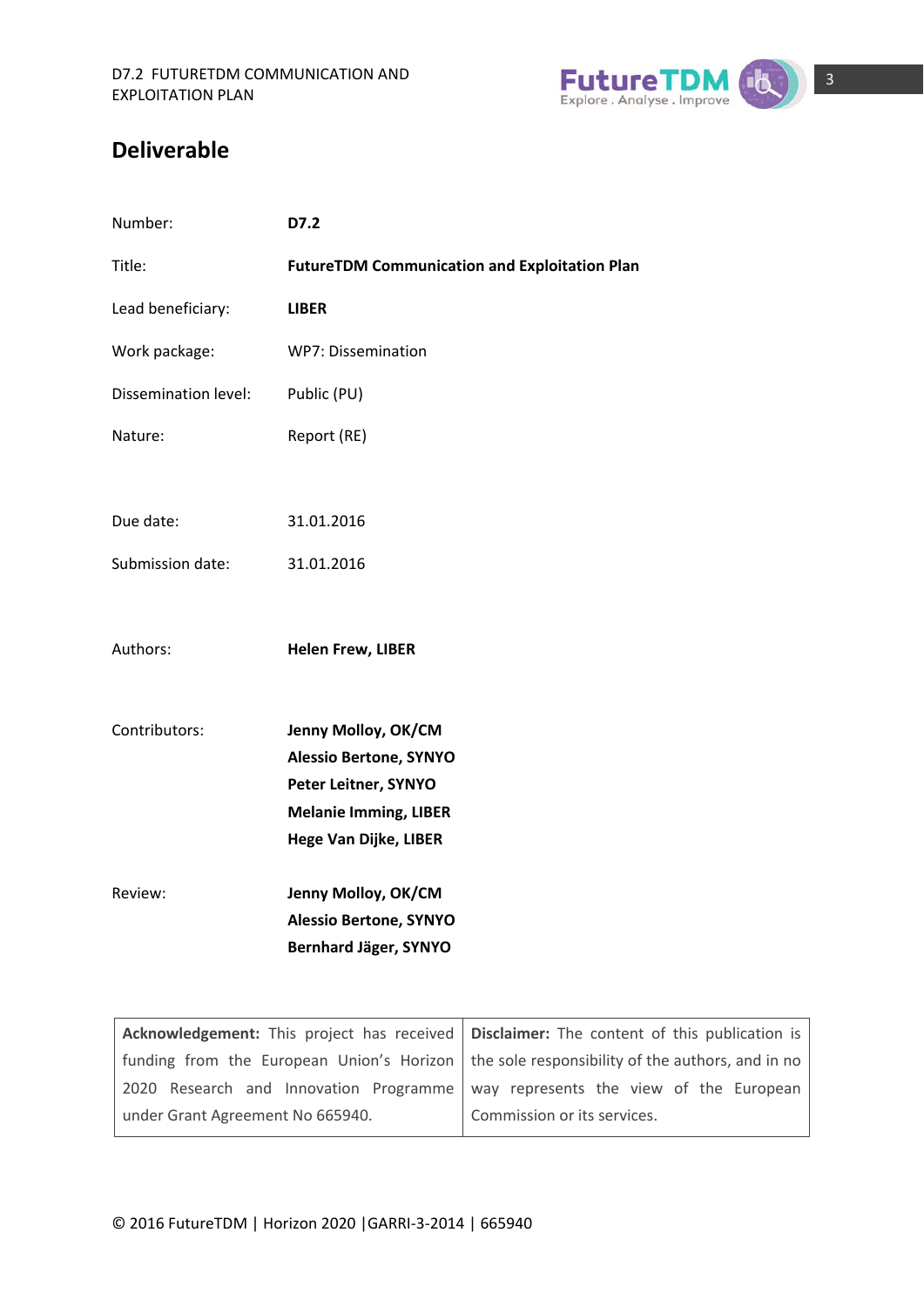## Deliverable

| | |
|---|---|
| Number: | **D7.2** |
| Title: | **FutureTDM Communication and Exploitation Plan** |
| Lead beneficiary: | **LIBER** |
| Work package: | WP7: Dissemination |
| Dissemination level: | Public (PU) |
| Nature: | Report (RE) |
| Due date: | 31.01.2016 |
| Submission date: | 31.01.2016 |
| Authors: | **Helen Frew, LIBER** |
| Contributors: | **Jenny Molloy, OK/CM**<br>**Alessio Bertone, SYNYO**<br>**Peter Leitner, SYNYO**<br>**Melanie Imming, LIBER**<br>**Hege Van Dijke, LIBER** |
| Review: | **Jenny Molloy, OK/CM**<br>**Alessio Bertone, SYNYO**<br>**Bernhard Jäger, SYNYO** |

| | |
|---|---|
| **Acknowledgement:** This project has received funding from the European Union's Horizon 2020 Research and Innovation Programme under Grant Agreement No 665940. | **Disclaimer:** The content of this publication is the sole responsibility of the authors, and in no way represents the view of the European Commission or its services. |

© 2016 FutureTDM | Horizon 2020 |GARRI-3-2014 | 665940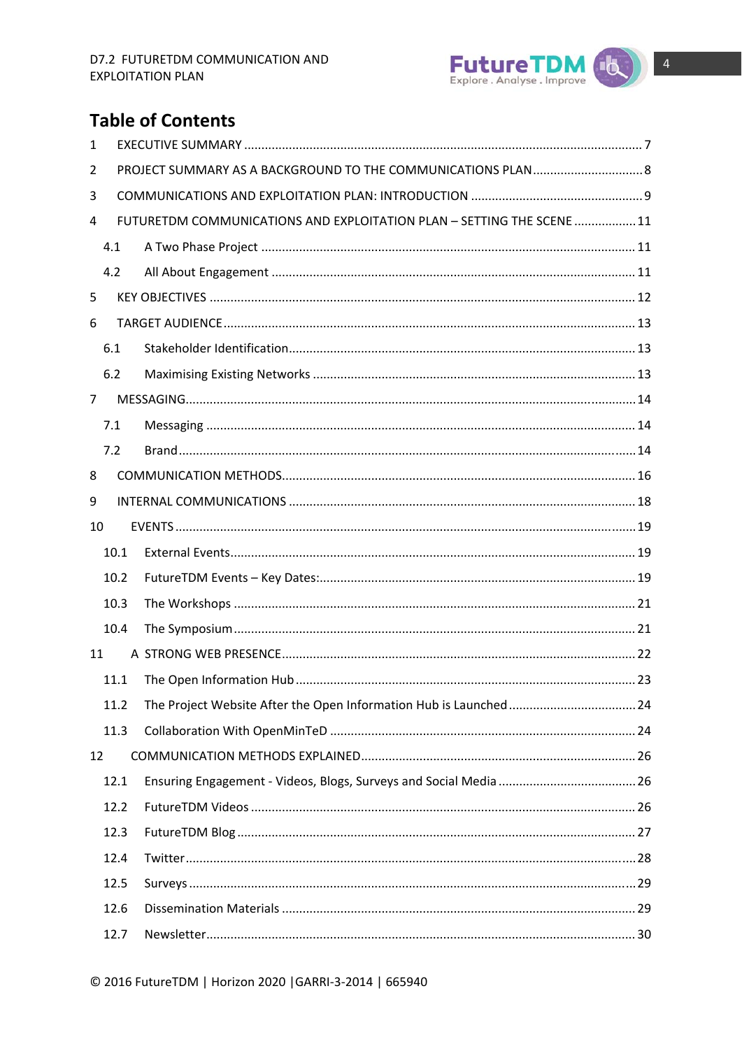# Table of Contents

1 EXECUTIVE SUMMARY ..... 7

2 PROJECT SUMMARY AS A BACKGROUND TO THE COMMUNICATIONS PLAN ..... 8

3 COMMUNICATIONS AND EXPLOITATION PLAN: INTRODUCTION ..... 9

4 FUTURETDM COMMUNICATIONS AND EXPLOITATION PLAN – SETTING THE SCENE ..... 11

- 4.1 A Two Phase Project ..... 11
- 4.2 All About Engagement ..... 11

5 KEY OBJECTIVES ..... 12

6 TARGET AUDIENCE ..... 13

- 6.1 Stakeholder Identification ..... 13
- 6.2 Maximising Existing Networks ..... 13

7 MESSAGING ..... 14

- 7.1 Messaging ..... 14
- 7.2 Brand ..... 14

8 COMMUNICATION METHODS ..... 16

9 INTERNAL COMMUNICATIONS ..... 18

10 EVENTS ..... 19

- 10.1 External Events ..... 19
- 10.2 FutureTDM Events – Key Dates: ..... 19
- 10.3 The Workshops ..... 21
- 10.4 The Symposium ..... 21

11 A STRONG WEB PRESENCE ..... 22

- 11.1 The Open Information Hub ..... 23
- 11.2 The Project Website After the Open Information Hub is Launched ..... 24
- 11.3 Collaboration With OpenMinTeD ..... 24

12 COMMUNICATION METHODS EXPLAINED ..... 26

- 12.1 Ensuring Engagement - Videos, Blogs, Surveys and Social Media ..... 26
- 12.2 FutureTDM Videos ..... 26
- 12.3 FutureTDM Blog ..... 27
- 12.4 Twitter ..... 28
- 12.5 Surveys ..... 29
- 12.6 Dissemination Materials ..... 29
- 12.7 Newsletter ..... 30

© 2016 FutureTDM | Horizon 2020 |GARRI-3-2014 | 665940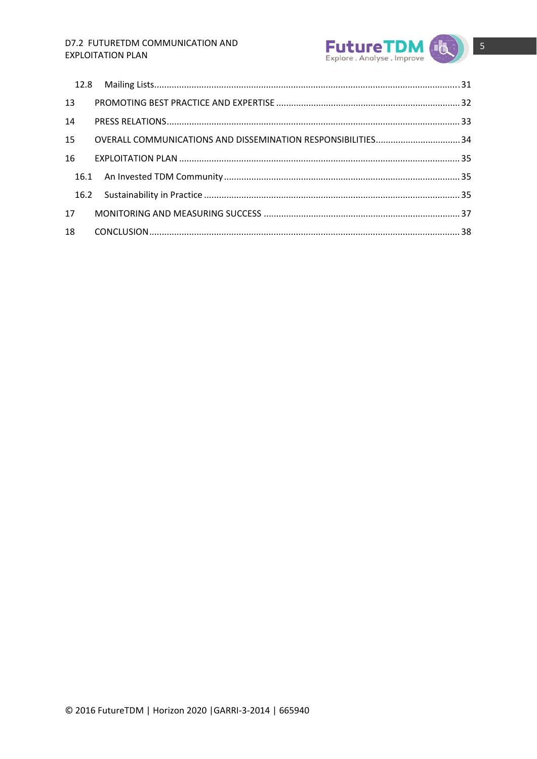12.8 Mailing Lists ........ 31

13 PROMOTING BEST PRACTICE AND EXPERTISE ........ 32

14 PRESS RELATIONS ........ 33

15 OVERALL COMMUNICATIONS AND DISSEMINATION RESPONSIBILITIES ........ 34

16 EXPLOITATION PLAN ........ 35

16.1 An Invested TDM Community ........ 35

16.2 Sustainability in Practice ........ 35

17 MONITORING AND MEASURING SUCCESS ........ 37

18 CONCLUSION ........ 38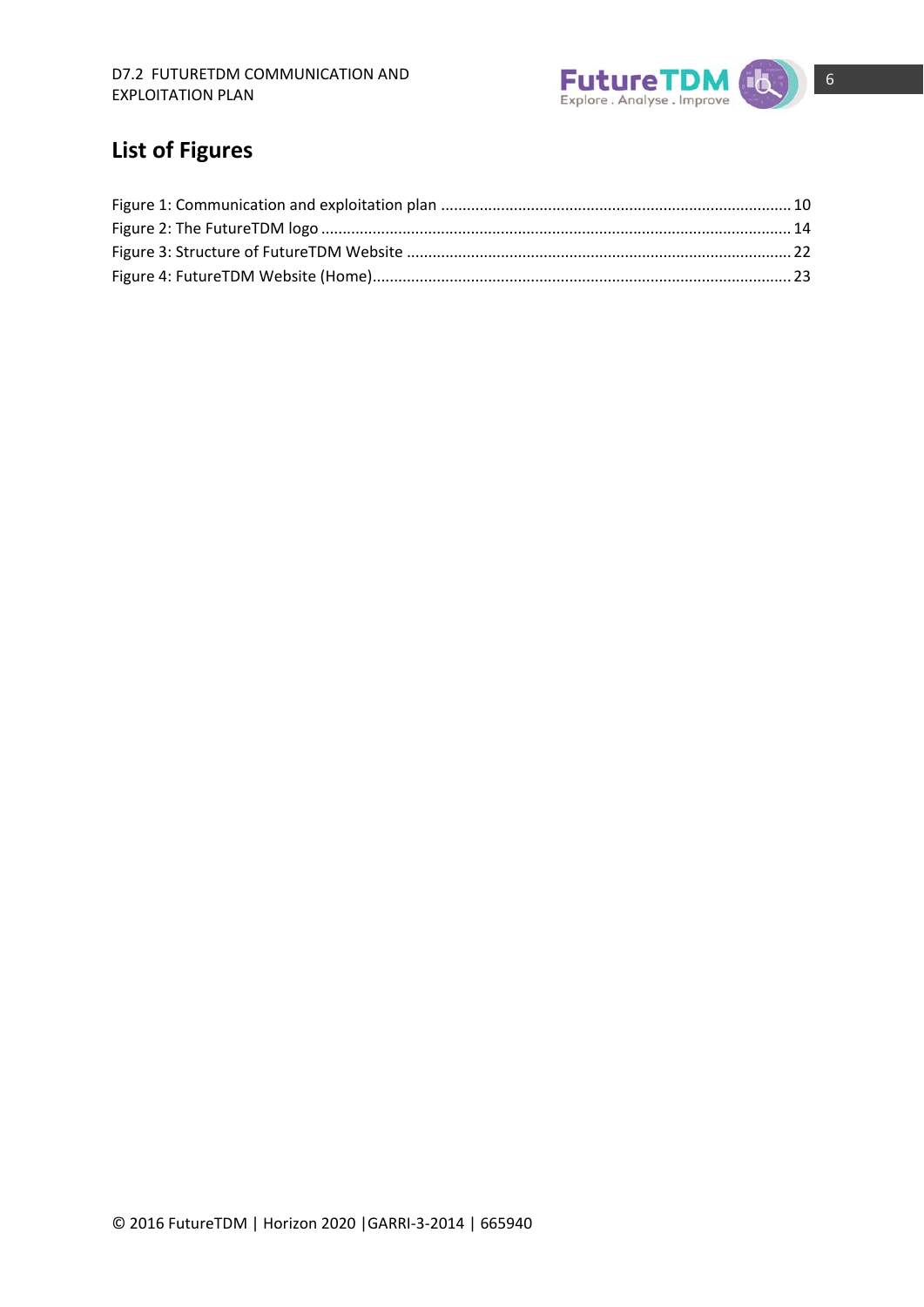## List of Figures

Figure 1: Communication and exploitation plan ..... 10
Figure 2: The FutureTDM logo ..... 14
Figure 3: Structure of FutureTDM Website ..... 22
Figure 4: FutureTDM Website (Home) ..... 23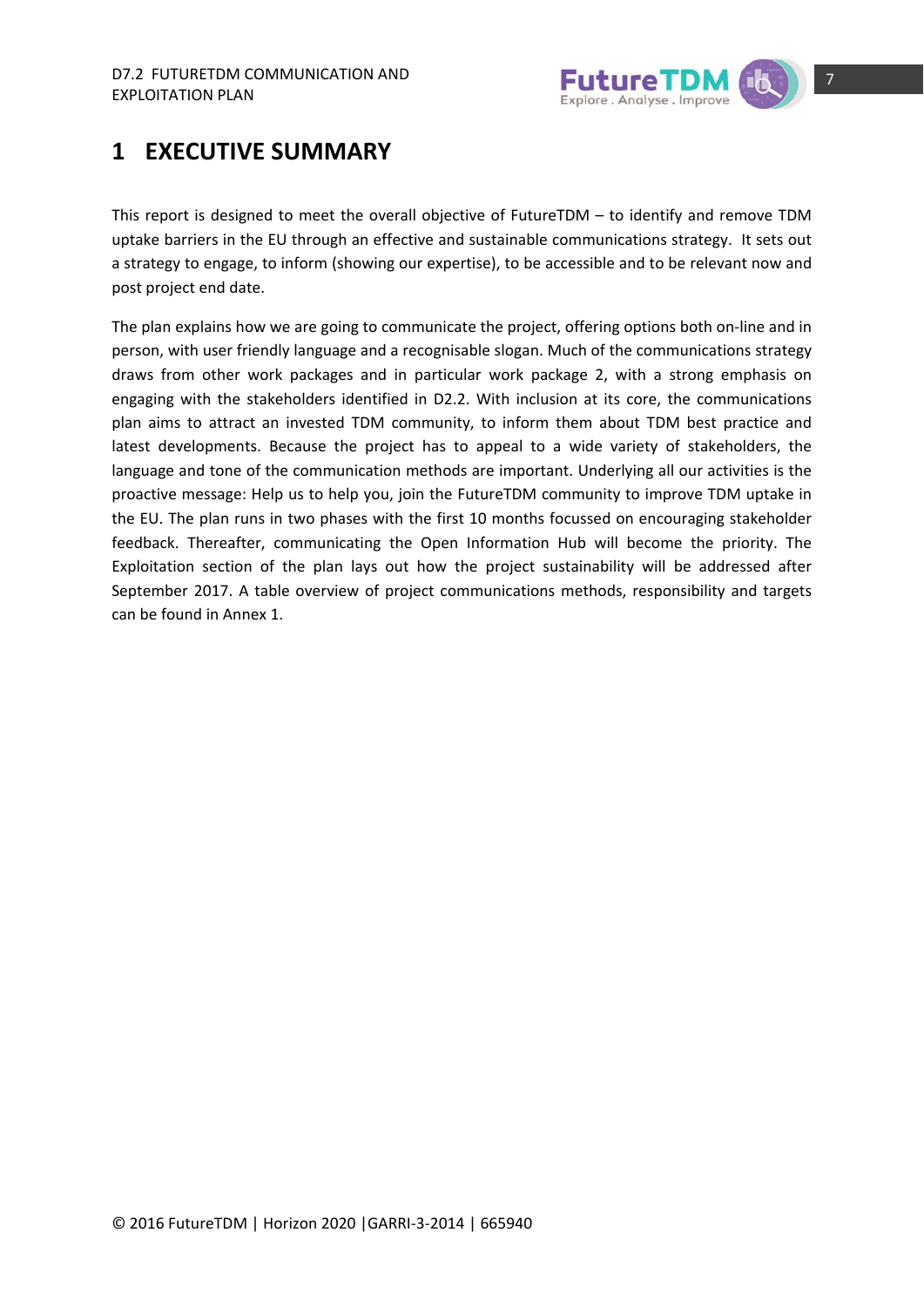# 1 EXECUTIVE SUMMARY

This report is designed to meet the overall objective of FutureTDM – to identify and remove TDM uptake barriers in the EU through an effective and sustainable communications strategy. It sets out a strategy to engage, to inform (showing our expertise), to be accessible and to be relevant now and post project end date.

The plan explains how we are going to communicate the project, offering options both on-line and in person, with user friendly language and a recognisable slogan. Much of the communications strategy draws from other work packages and in particular work package 2, with a strong emphasis on engaging with the stakeholders identified in D2.2. With inclusion at its core, the communications plan aims to attract an invested TDM community, to inform them about TDM best practice and latest developments. Because the project has to appeal to a wide variety of stakeholders, the language and tone of the communication methods are important. Underlying all our activities is the proactive message: Help us to help you, join the FutureTDM community to improve TDM uptake in the EU. The plan runs in two phases with the first 10 months focussed on encouraging stakeholder feedback. Thereafter, communicating the Open Information Hub will become the priority. The Exploitation section of the plan lays out how the project sustainability will be addressed after September 2017. A table overview of project communications methods, responsibility and targets can be found in Annex 1.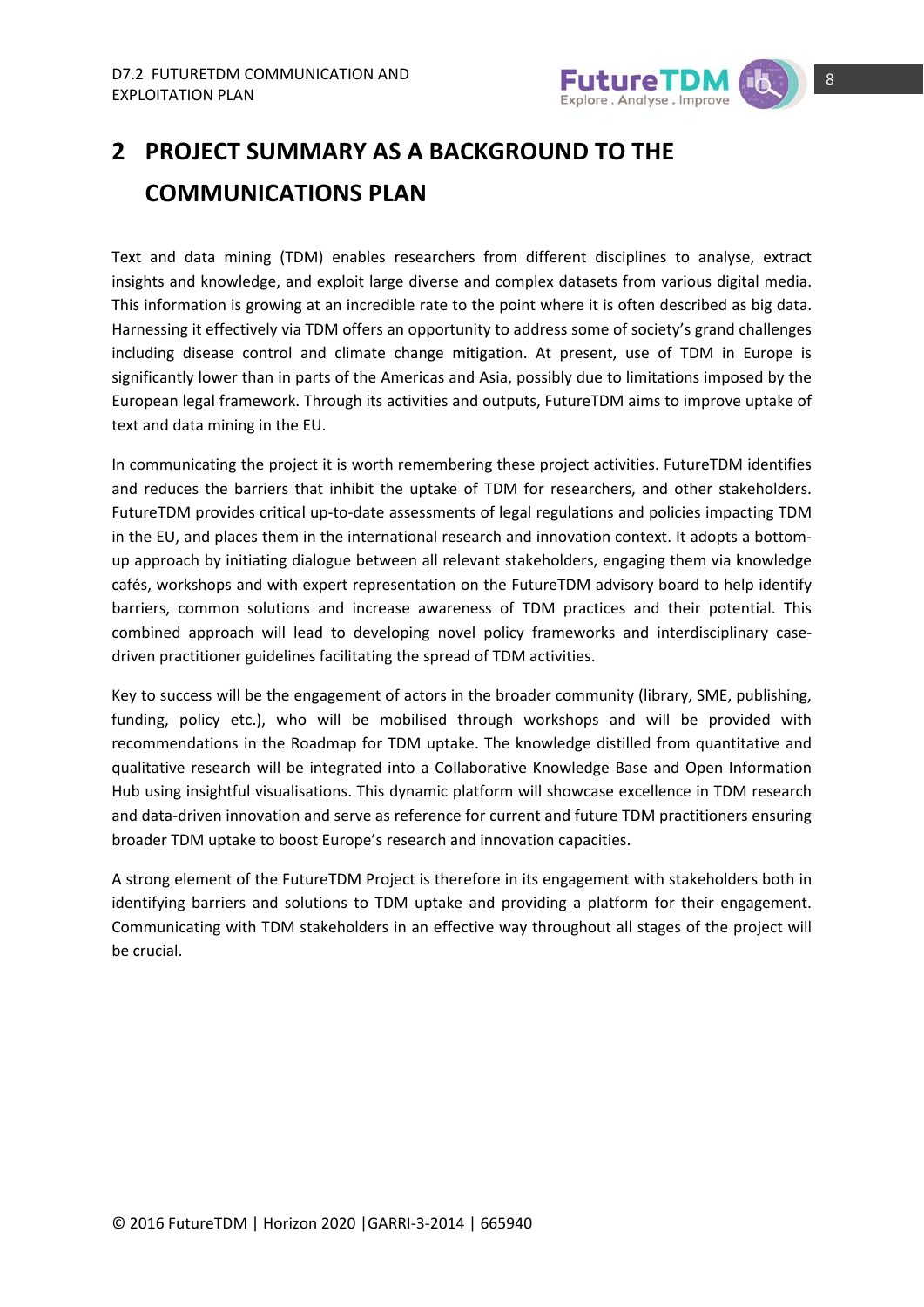# 2 PROJECT SUMMARY AS A BACKGROUND TO THE COMMUNICATIONS PLAN

Text and data mining (TDM) enables researchers from different disciplines to analyse, extract insights and knowledge, and exploit large diverse and complex datasets from various digital media. This information is growing at an incredible rate to the point where it is often described as big data. Harnessing it effectively via TDM offers an opportunity to address some of society's grand challenges including disease control and climate change mitigation. At present, use of TDM in Europe is significantly lower than in parts of the Americas and Asia, possibly due to limitations imposed by the European legal framework. Through its activities and outputs, FutureTDM aims to improve uptake of text and data mining in the EU.

In communicating the project it is worth remembering these project activities. FutureTDM identifies and reduces the barriers that inhibit the uptake of TDM for researchers, and other stakeholders. FutureTDM provides critical up-to-date assessments of legal regulations and policies impacting TDM in the EU, and places them in the international research and innovation context. It adopts a bottom-up approach by initiating dialogue between all relevant stakeholders, engaging them via knowledge cafés, workshops and with expert representation on the FutureTDM advisory board to help identify barriers, common solutions and increase awareness of TDM practices and their potential. This combined approach will lead to developing novel policy frameworks and interdisciplinary case-driven practitioner guidelines facilitating the spread of TDM activities.

Key to success will be the engagement of actors in the broader community (library, SME, publishing, funding, policy etc.), who will be mobilised through workshops and will be provided with recommendations in the Roadmap for TDM uptake. The knowledge distilled from quantitative and qualitative research will be integrated into a Collaborative Knowledge Base and Open Information Hub using insightful visualisations. This dynamic platform will showcase excellence in TDM research and data-driven innovation and serve as reference for current and future TDM practitioners ensuring broader TDM uptake to boost Europe's research and innovation capacities.

A strong element of the FutureTDM Project is therefore in its engagement with stakeholders both in identifying barriers and solutions to TDM uptake and providing a platform for their engagement. Communicating with TDM stakeholders in an effective way throughout all stages of the project will be crucial.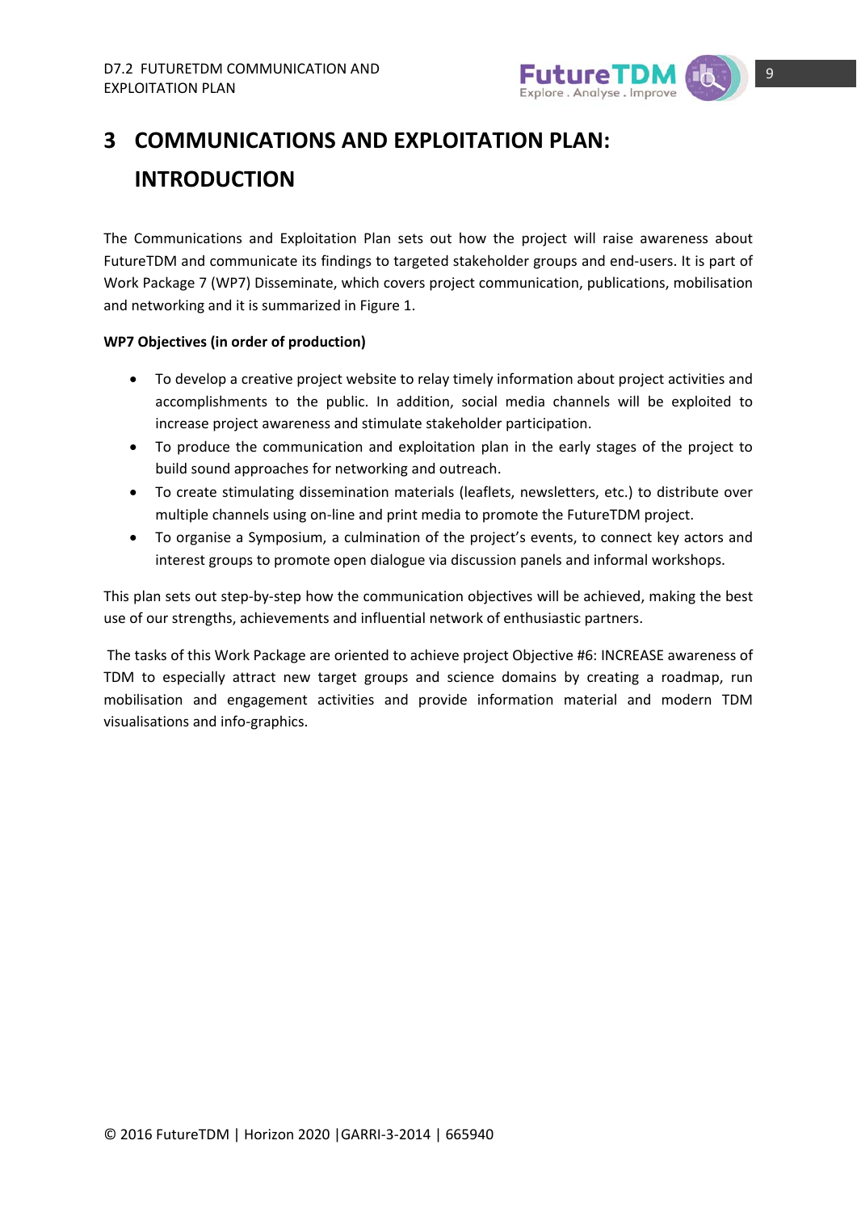# 3 COMMUNICATIONS AND EXPLOITATION PLAN: INTRODUCTION

The Communications and Exploitation Plan sets out how the project will raise awareness about FutureTDM and communicate its findings to targeted stakeholder groups and end-users. It is part of Work Package 7 (WP7) Disseminate, which covers project communication, publications, mobilisation and networking and it is summarized in Figure 1.

**WP7 Objectives (in order of production)**

- To develop a creative project website to relay timely information about project activities and accomplishments to the public. In addition, social media channels will be exploited to increase project awareness and stimulate stakeholder participation.
- To produce the communication and exploitation plan in the early stages of the project to build sound approaches for networking and outreach.
- To create stimulating dissemination materials (leaflets, newsletters, etc.) to distribute over multiple channels using on-line and print media to promote the FutureTDM project.
- To organise a Symposium, a culmination of the project's events, to connect key actors and interest groups to promote open dialogue via discussion panels and informal workshops.

This plan sets out step-by-step how the communication objectives will be achieved, making the best use of our strengths, achievements and influential network of enthusiastic partners.

The tasks of this Work Package are oriented to achieve project Objective #6: INCREASE awareness of TDM to especially attract new target groups and science domains by creating a roadmap, run mobilisation and engagement activities and provide information material and modern TDM visualisations and info-graphics.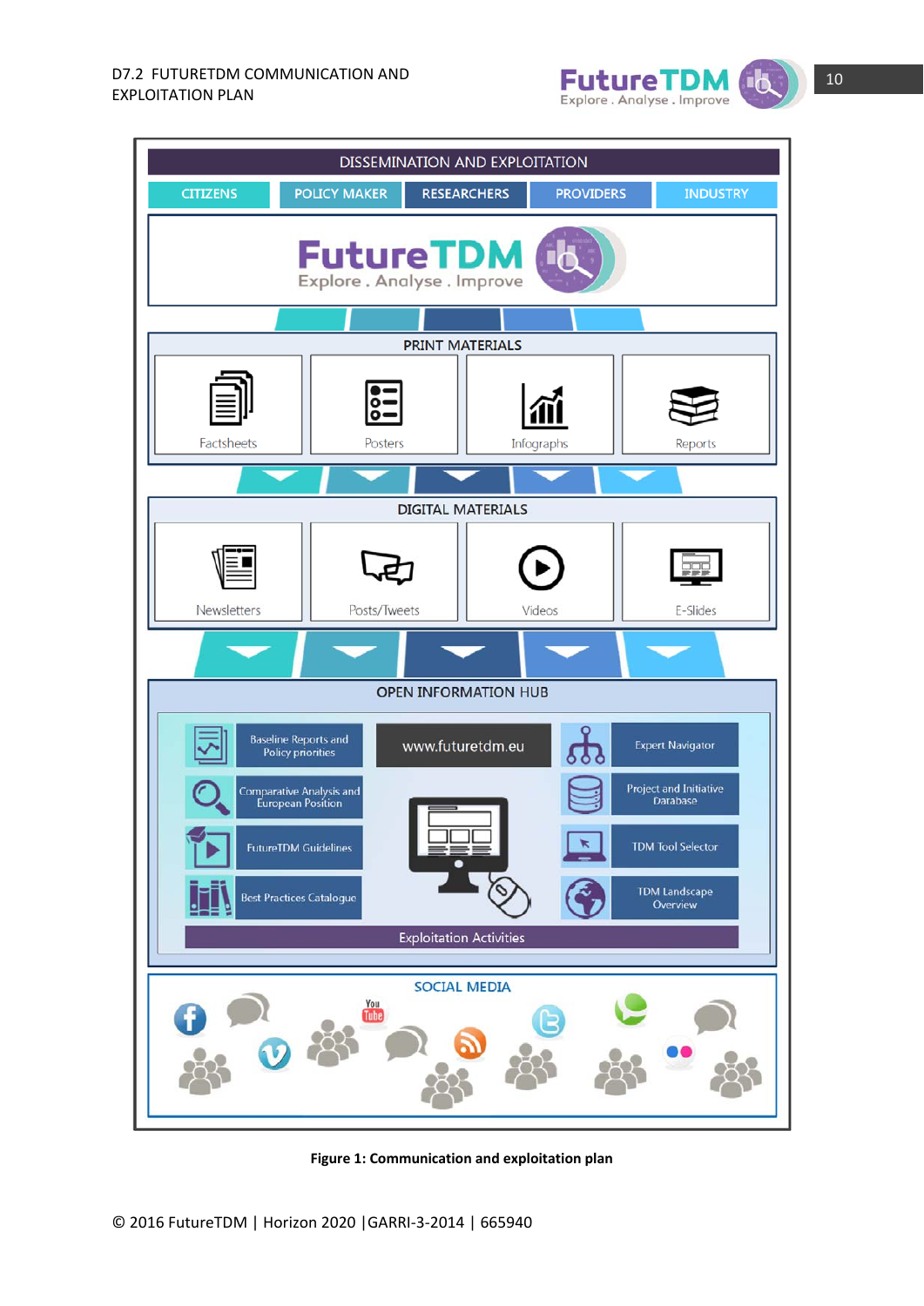DISSEMINATION AND EXPLOITATION

CITIZENS | POLICY MAKER | RESEARCHERS | PROVIDERS | INDUSTRY

FutureTDM
Explore . Analyse . Improve

PRINT MATERIALS

Factsheets | Posters | Infographs | Reports

DIGITAL MATERIALS

Newsletters | Posts/Tweets | Videos | E-Slides

OPEN INFORMATION HUB

Baseline Reports and Policy priorities

Comparative Analysis and European Position

FutureTDM Guidelines

Best Practices Catalogue

www.futuretdm.eu

Expert Navigator

Project and Initiative Database

TDM Tool Selector

TDM Landscape Overview

Exploitation Activities

SOCIAL MEDIA

**Figure 1: Communication and exploitation plan**

© 2016 FutureTDM | Horizon 2020 | GARRI-3-2014 | 665940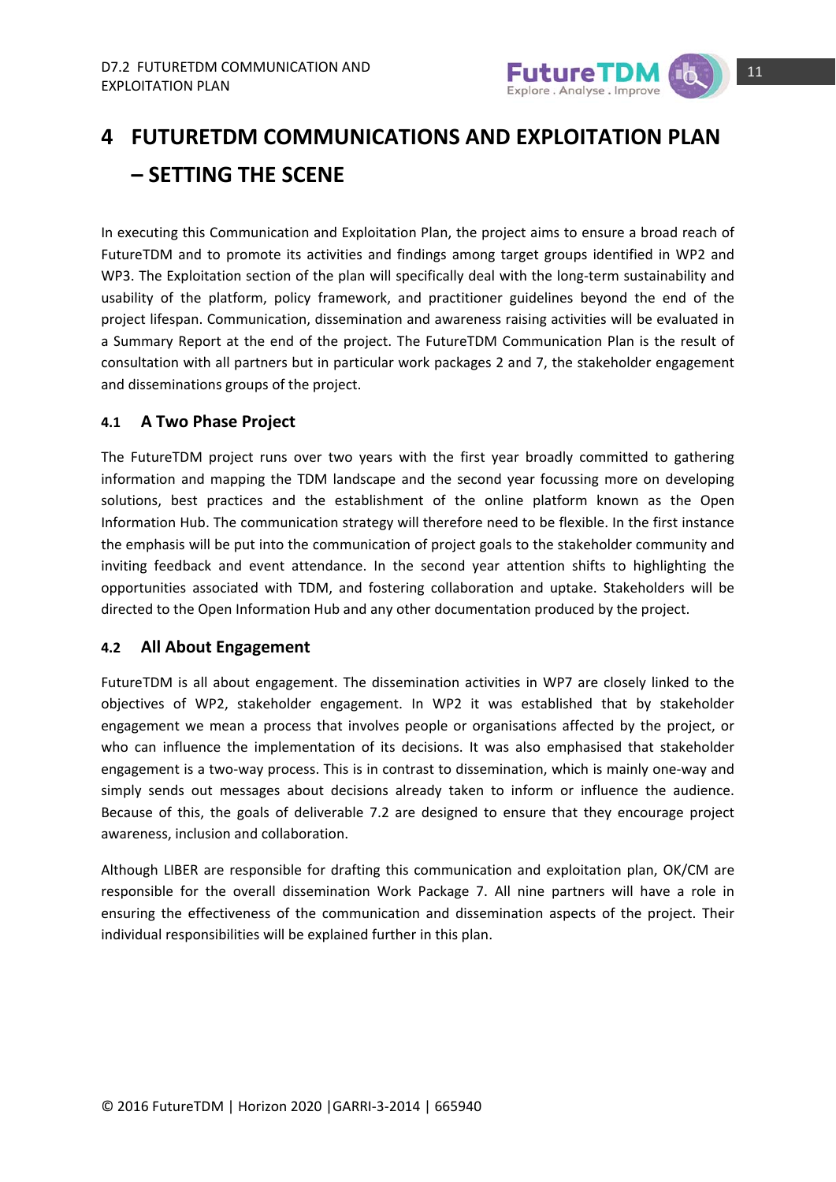# 4 FUTURETDM COMMUNICATIONS AND EXPLOITATION PLAN – SETTING THE SCENE

In executing this Communication and Exploitation Plan, the project aims to ensure a broad reach of FutureTDM and to promote its activities and findings among target groups identified in WP2 and WP3. The Exploitation section of the plan will specifically deal with the long-term sustainability and usability of the platform, policy framework, and practitioner guidelines beyond the end of the project lifespan. Communication, dissemination and awareness raising activities will be evaluated in a Summary Report at the end of the project. The FutureTDM Communication Plan is the result of consultation with all partners but in particular work packages 2 and 7, the stakeholder engagement and disseminations groups of the project.

## 4.1 A Two Phase Project

The FutureTDM project runs over two years with the first year broadly committed to gathering information and mapping the TDM landscape and the second year focussing more on developing solutions, best practices and the establishment of the online platform known as the Open Information Hub. The communication strategy will therefore need to be flexible. In the first instance the emphasis will be put into the communication of project goals to the stakeholder community and inviting feedback and event attendance. In the second year attention shifts to highlighting the opportunities associated with TDM, and fostering collaboration and uptake. Stakeholders will be directed to the Open Information Hub and any other documentation produced by the project.

## 4.2 All About Engagement

FutureTDM is all about engagement. The dissemination activities in WP7 are closely linked to the objectives of WP2, stakeholder engagement. In WP2 it was established that by stakeholder engagement we mean a process that involves people or organisations affected by the project, or who can influence the implementation of its decisions. It was also emphasised that stakeholder engagement is a two-way process. This is in contrast to dissemination, which is mainly one-way and simply sends out messages about decisions already taken to inform or influence the audience. Because of this, the goals of deliverable 7.2 are designed to ensure that they encourage project awareness, inclusion and collaboration.

Although LIBER are responsible for drafting this communication and exploitation plan, OK/CM are responsible for the overall dissemination Work Package 7. All nine partners will have a role in ensuring the effectiveness of the communication and dissemination aspects of the project. Their individual responsibilities will be explained further in this plan.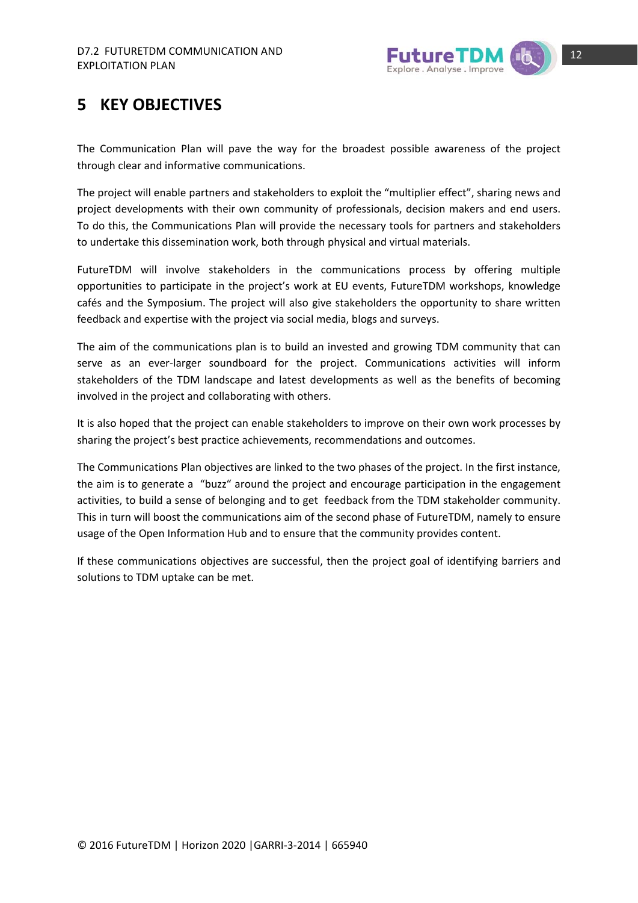# 5 KEY OBJECTIVES

The Communication Plan will pave the way for the broadest possible awareness of the project through clear and informative communications.

The project will enable partners and stakeholders to exploit the "multiplier effect", sharing news and project developments with their own community of professionals, decision makers and end users. To do this, the Communications Plan will provide the necessary tools for partners and stakeholders to undertake this dissemination work, both through physical and virtual materials.

FutureTDM will involve stakeholders in the communications process by offering multiple opportunities to participate in the project's work at EU events, FutureTDM workshops, knowledge cafés and the Symposium. The project will also give stakeholders the opportunity to share written feedback and expertise with the project via social media, blogs and surveys.

The aim of the communications plan is to build an invested and growing TDM community that can serve as an ever-larger soundboard for the project. Communications activities will inform stakeholders of the TDM landscape and latest developments as well as the benefits of becoming involved in the project and collaborating with others.

It is also hoped that the project can enable stakeholders to improve on their own work processes by sharing the project's best practice achievements, recommendations and outcomes.

The Communications Plan objectives are linked to the two phases of the project. In the first instance, the aim is to generate a "buzz" around the project and encourage participation in the engagement activities, to build a sense of belonging and to get feedback from the TDM stakeholder community. This in turn will boost the communications aim of the second phase of FutureTDM, namely to ensure usage of the Open Information Hub and to ensure that the community provides content.

If these communications objectives are successful, then the project goal of identifying barriers and solutions to TDM uptake can be met.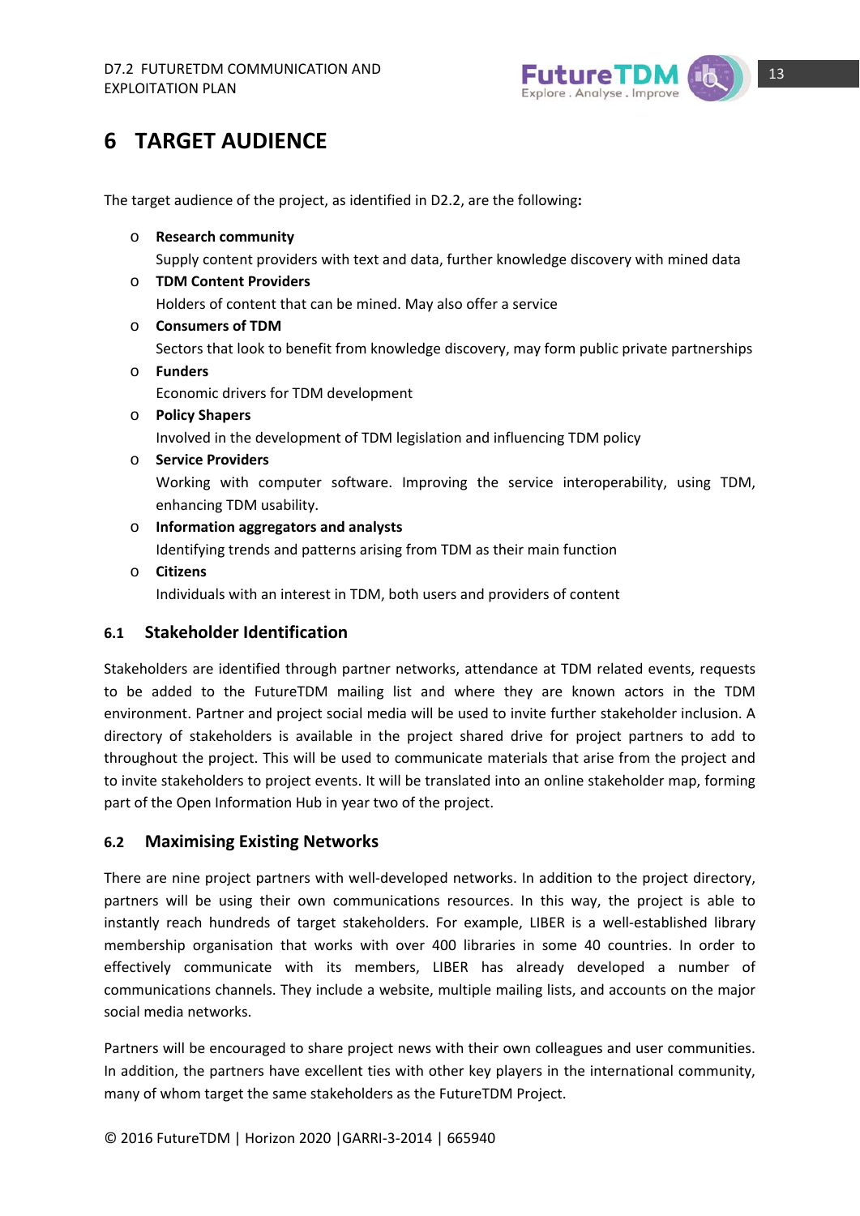# 6 TARGET AUDIENCE

The target audience of the project, as identified in D2.2, are the following:

- **Research community**
  Supply content providers with text and data, further knowledge discovery with mined data
- **TDM Content Providers**
  Holders of content that can be mined. May also offer a service
- **Consumers of TDM**
  Sectors that look to benefit from knowledge discovery, may form public private partnerships
- **Funders**
  Economic drivers for TDM development
- **Policy Shapers**
  Involved in the development of TDM legislation and influencing TDM policy
- **Service Providers**
  Working with computer software. Improving the service interoperability, using TDM, enhancing TDM usability.
- **Information aggregators and analysts**
  Identifying trends and patterns arising from TDM as their main function
- **Citizens**
  Individuals with an interest in TDM, both users and providers of content

## 6.1 Stakeholder Identification

Stakeholders are identified through partner networks, attendance at TDM related events, requests to be added to the FutureTDM mailing list and where they are known actors in the TDM environment. Partner and project social media will be used to invite further stakeholder inclusion. A directory of stakeholders is available in the project shared drive for project partners to add to throughout the project. This will be used to communicate materials that arise from the project and to invite stakeholders to project events. It will be translated into an online stakeholder map, forming part of the Open Information Hub in year two of the project.

## 6.2 Maximising Existing Networks

There are nine project partners with well-developed networks. In addition to the project directory, partners will be using their own communications resources. In this way, the project is able to instantly reach hundreds of target stakeholders. For example, LIBER is a well-established library membership organisation that works with over 400 libraries in some 40 countries. In order to effectively communicate with its members, LIBER has already developed a number of communications channels. They include a website, multiple mailing lists, and accounts on the major social media networks.

Partners will be encouraged to share project news with their own colleagues and user communities. In addition, the partners have excellent ties with other key players in the international community, many of whom target the same stakeholders as the FutureTDM Project.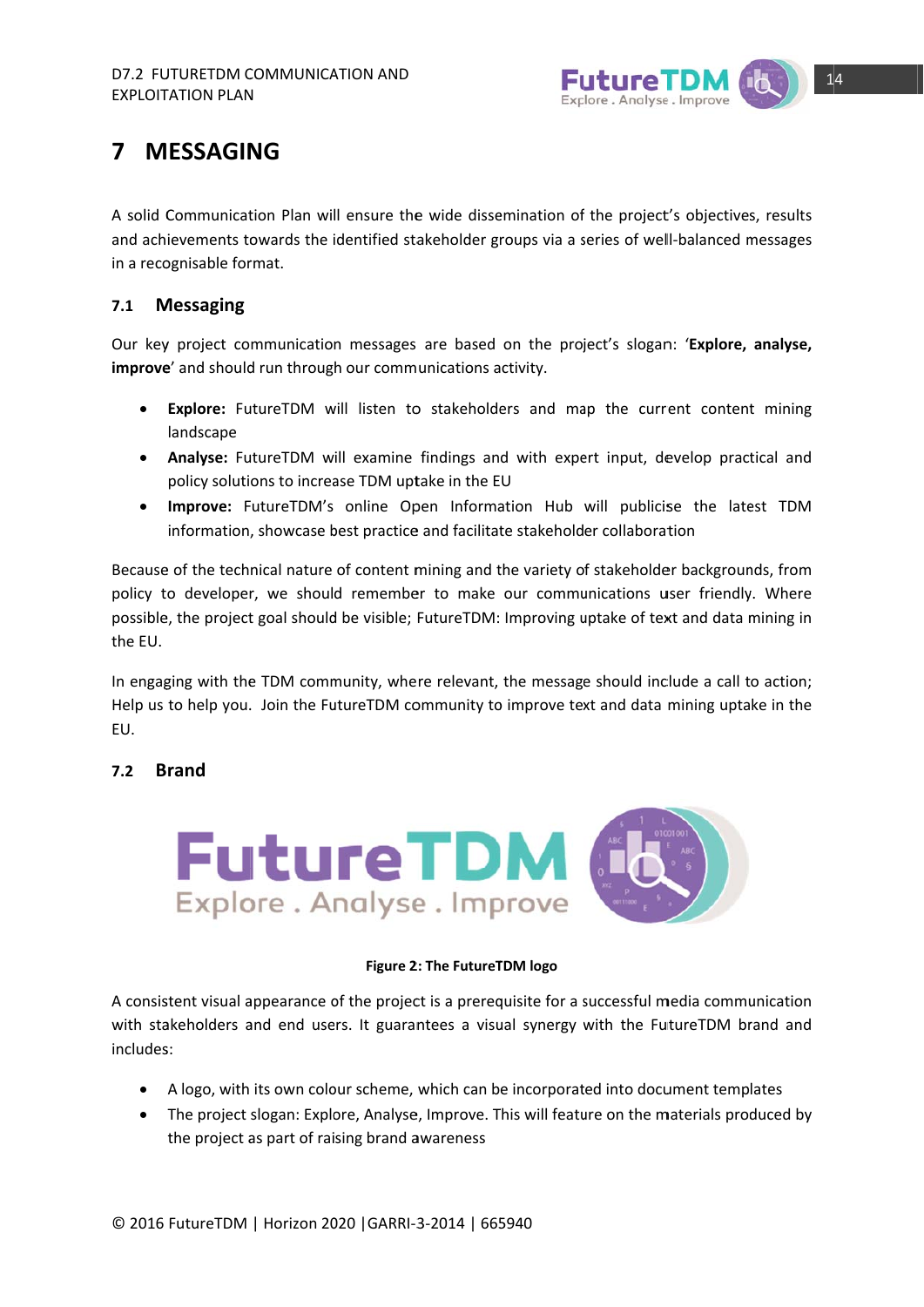# 7 MESSAGING

A solid Communication Plan will ensure the wide dissemination of the project's objectives, results and achievements towards the identified stakeholder groups via a series of well-balanced messages in a recognisable format.

## 7.1 Messaging

Our key project communication messages are based on the project's slogan: '**Explore, analyse, improve**' and should run through our communications activity.

- **Explore:** FutureTDM will listen to stakeholders and map the current content mining landscape
- **Analyse:** FutureTDM will examine findings and with expert input, develop practical and policy solutions to increase TDM uptake in the EU
- **Improve:** FutureTDM's online Open Information Hub will publicise the latest TDM information, showcase best practice and facilitate stakeholder collaboration

Because of the technical nature of content mining and the variety of stakeholder backgrounds, from policy to developer, we should remember to make our communications user friendly. Where possible, the project goal should be visible; FutureTDM: Improving uptake of text and data mining in the EU.

In engaging with the TDM community, where relevant, the message should include a call to action; Help us to help you. Join the FutureTDM community to improve text and data mining uptake in the EU.

## 7.2 Brand

**Figure 2: The FutureTDM logo**

A consistent visual appearance of the project is a prerequisite for a successful media communication with stakeholders and end users. It guarantees a visual synergy with the FutureTDM brand and includes:

- A logo, with its own colour scheme, which can be incorporated into document templates
- The project slogan: Explore, Analyse, Improve. This will feature on the materials produced by the project as part of raising brand awareness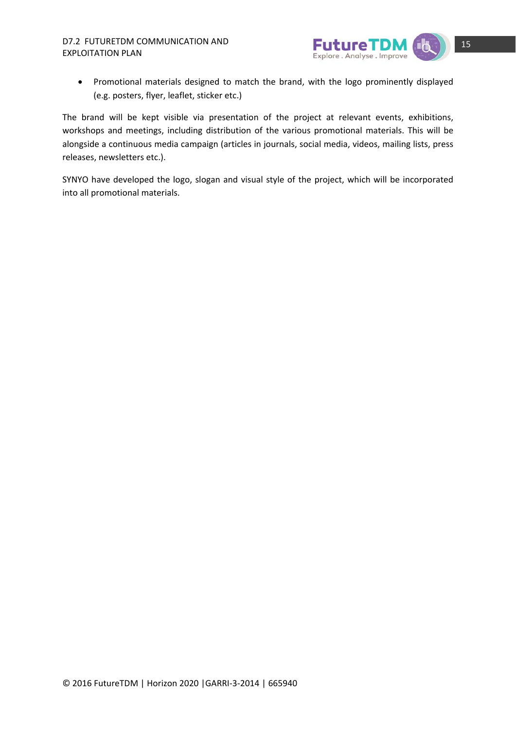- Promotional materials designed to match the brand, with the logo prominently displayed (e.g. posters, flyer, leaflet, sticker etc.)

The brand will be kept visible via presentation of the project at relevant events, exhibitions, workshops and meetings, including distribution of the various promotional materials. This will be alongside a continuous media campaign (articles in journals, social media, videos, mailing lists, press releases, newsletters etc.).

SYNYO have developed the logo, slogan and visual style of the project, which will be incorporated into all promotional materials.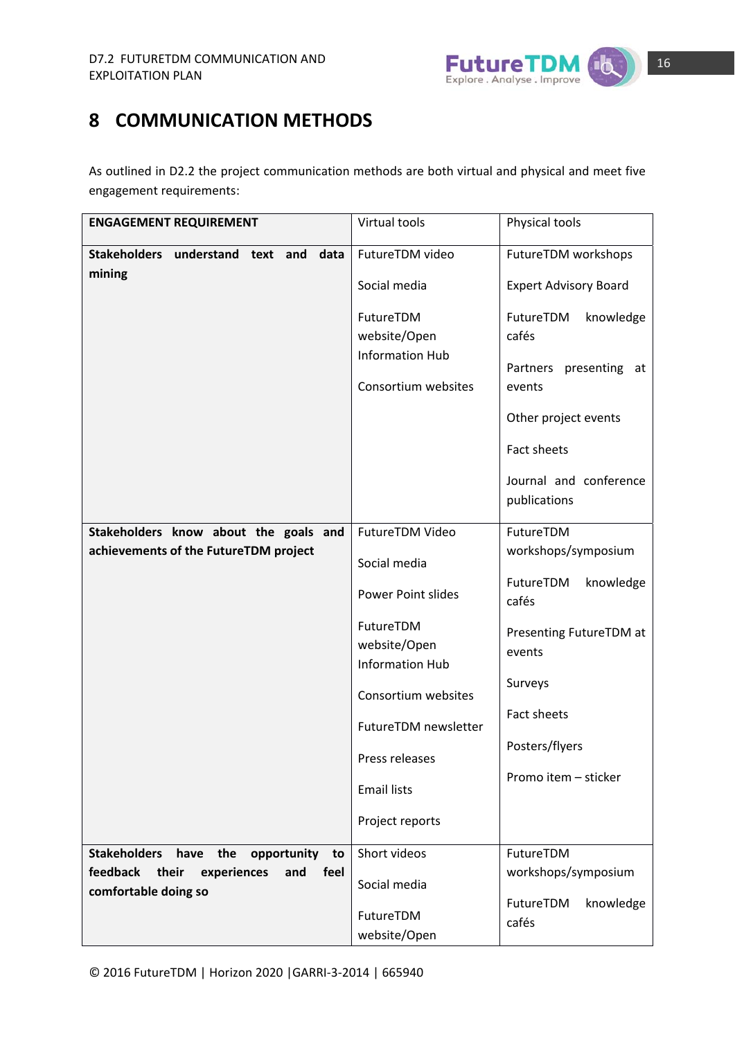# 8 COMMUNICATION METHODS

As outlined in D2.2 the project communication methods are both virtual and physical and meet five engagement requirements:

| ENGAGEMENT REQUIREMENT | Virtual tools | Physical tools |
|---|---|---|
| **Stakeholders understand text and data mining** | FutureTDM video<br><br>Social media<br><br>FutureTDM website/Open Information Hub<br><br>Consortium websites | FutureTDM workshops<br><br>Expert Advisory Board<br><br>FutureTDM knowledge cafés<br><br>Partners presenting at events<br><br>Other project events<br><br>Fact sheets<br><br>Journal and conference publications |
| **Stakeholders know about the goals and achievements of the FutureTDM project** | FutureTDM Video<br><br>Social media<br><br>Power Point slides<br><br>FutureTDM website/Open Information Hub<br><br>Consortium websites<br><br>FutureTDM newsletter<br><br>Press releases<br><br>Email lists<br><br>Project reports | FutureTDM workshops/symposium<br><br>FutureTDM knowledge cafés<br><br>Presenting FutureTDM at events<br><br>Surveys<br><br>Fact sheets<br><br>Posters/flyers<br><br>Promo item – sticker |
| **Stakeholders have the opportunity to feedback their experiences and feel comfortable doing so** | Short videos<br><br>Social media<br><br>FutureTDM website/Open | FutureTDM workshops/symposium<br><br>FutureTDM knowledge cafés |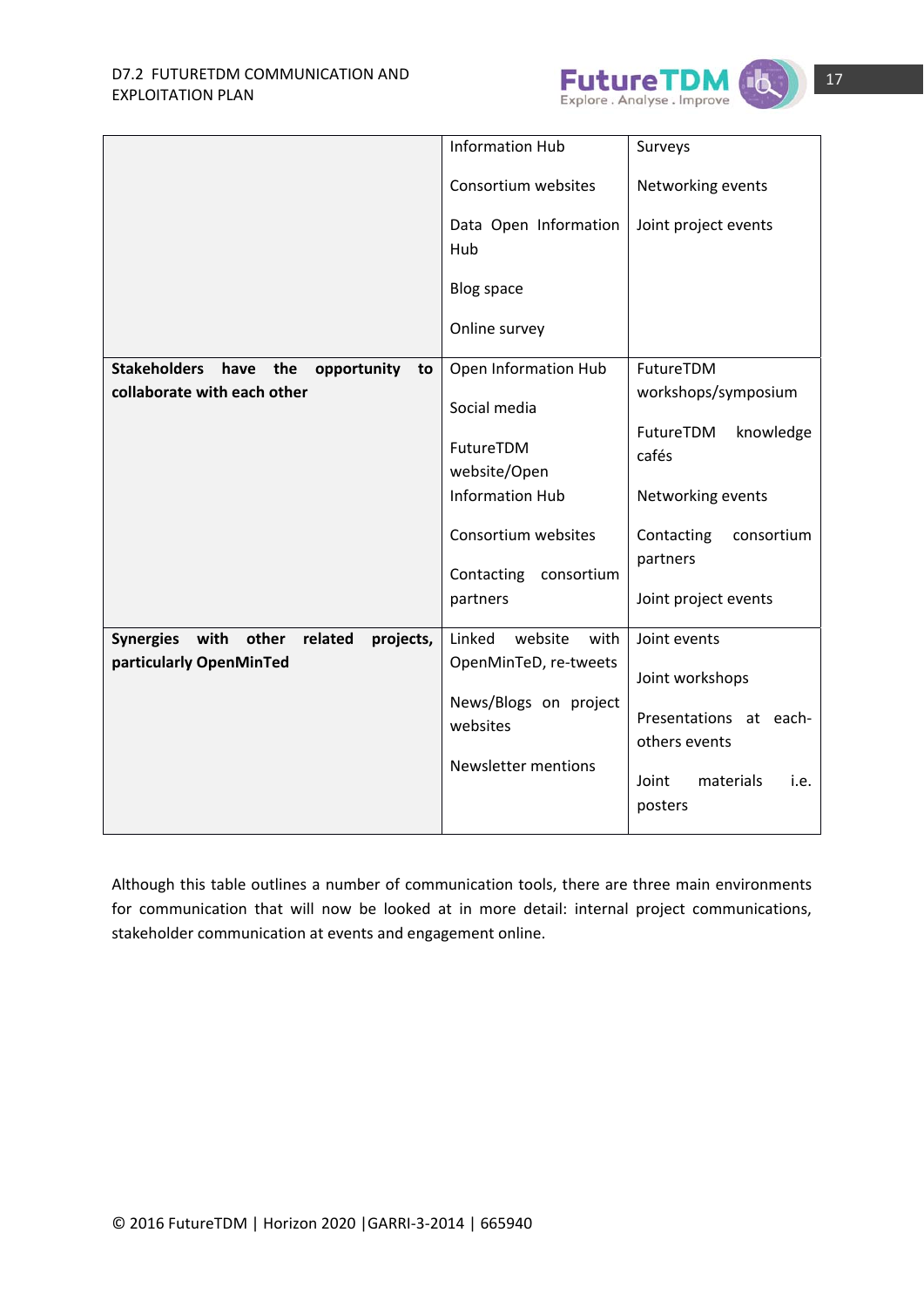| | | |
|---|---|---|
| | Information Hub<br><br>Consortium websites<br><br>Data Open Information Hub<br><br>Blog space<br><br>Online survey | Surveys<br><br>Networking events<br><br>Joint project events |
| **Stakeholders have the opportunity to collaborate with each other** | Open Information Hub<br><br>Social media<br><br>FutureTDM website/Open Information Hub<br><br>Consortium websites<br><br>Contacting consortium partners | FutureTDM workshops/symposium<br><br>FutureTDM knowledge cafés<br><br>Networking events<br><br>Contacting consortium partners<br><br>Joint project events |
| **Synergies with other related projects, particularly OpenMinTed** | Linked website with OpenMinTeD, re-tweets<br><br>News/Blogs on project websites<br><br>Newsletter mentions | Joint events<br><br>Joint workshops<br><br>Presentations at each-others events<br><br>Joint materials i.e. posters |

Although this table outlines a number of communication tools, there are three main environments for communication that will now be looked at in more detail: internal project communications, stakeholder communication at events and engagement online.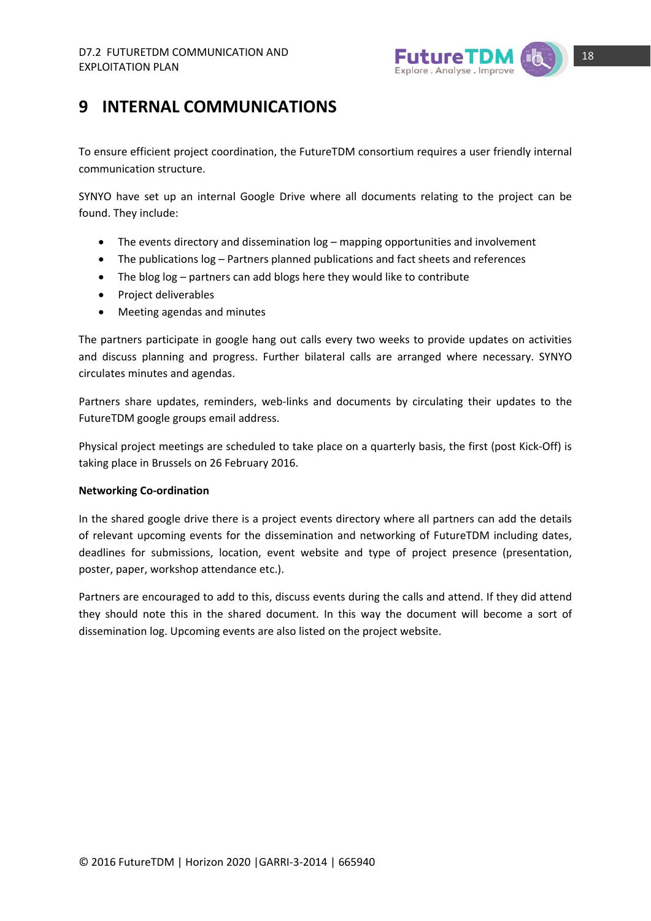# 9 INTERNAL COMMUNICATIONS

To ensure efficient project coordination, the FutureTDM consortium requires a user friendly internal communication structure.

SYNYO have set up an internal Google Drive where all documents relating to the project can be found. They include:

- The events directory and dissemination log – mapping opportunities and involvement
- The publications log – Partners planned publications and fact sheets and references
- The blog log – partners can add blogs here they would like to contribute
- Project deliverables
- Meeting agendas and minutes

The partners participate in google hang out calls every two weeks to provide updates on activities and discuss planning and progress. Further bilateral calls are arranged where necessary. SYNYO circulates minutes and agendas.

Partners share updates, reminders, web-links and documents by circulating their updates to the FutureTDM google groups email address.

Physical project meetings are scheduled to take place on a quarterly basis, the first (post Kick-Off) is taking place in Brussels on 26 February 2016.

**Networking Co-ordination**

In the shared google drive there is a project events directory where all partners can add the details of relevant upcoming events for the dissemination and networking of FutureTDM including dates, deadlines for submissions, location, event website and type of project presence (presentation, poster, paper, workshop attendance etc.).

Partners are encouraged to add to this, discuss events during the calls and attend. If they did attend they should note this in the shared document. In this way the document will become a sort of dissemination log. Upcoming events are also listed on the project website.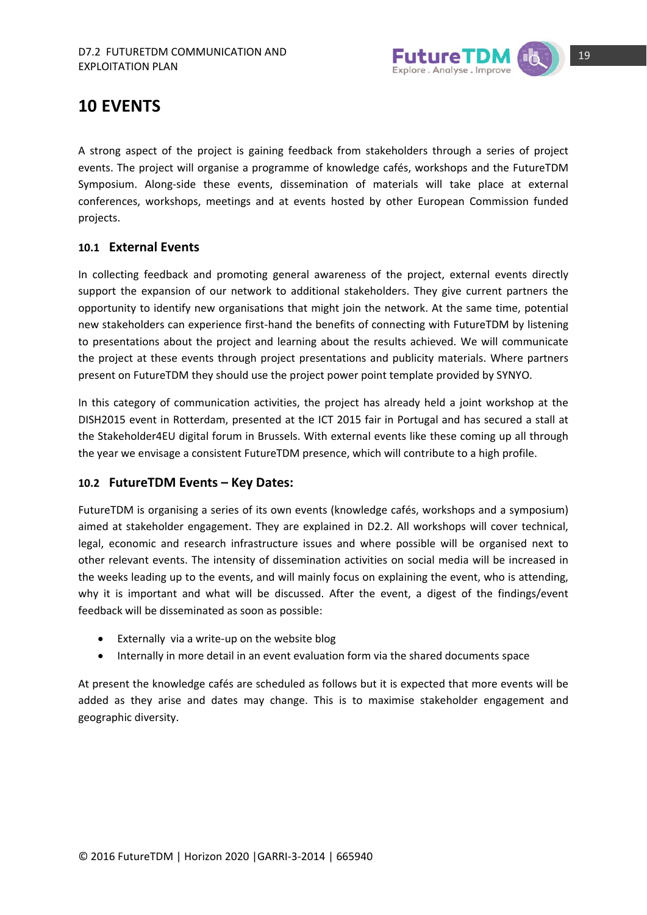# 10 EVENTS

A strong aspect of the project is gaining feedback from stakeholders through a series of project events. The project will organise a programme of knowledge cafés, workshops and the FutureTDM Symposium. Along-side these events, dissemination of materials will take place at external conferences, workshops, meetings and at events hosted by other European Commission funded projects.

## 10.1 External Events

In collecting feedback and promoting general awareness of the project, external events directly support the expansion of our network to additional stakeholders. They give current partners the opportunity to identify new organisations that might join the network. At the same time, potential new stakeholders can experience first-hand the benefits of connecting with FutureTDM by listening to presentations about the project and learning about the results achieved. We will communicate the project at these events through project presentations and publicity materials. Where partners present on FutureTDM they should use the project power point template provided by SYNYO.

In this category of communication activities, the project has already held a joint workshop at the DISH2015 event in Rotterdam, presented at the ICT 2015 fair in Portugal and has secured a stall at the Stakeholder4EU digital forum in Brussels. With external events like these coming up all through the year we envisage a consistent FutureTDM presence, which will contribute to a high profile.

## 10.2 FutureTDM Events – Key Dates:

FutureTDM is organising a series of its own events (knowledge cafés, workshops and a symposium) aimed at stakeholder engagement. They are explained in D2.2. All workshops will cover technical, legal, economic and research infrastructure issues and where possible will be organised next to other relevant events. The intensity of dissemination activities on social media will be increased in the weeks leading up to the events, and will mainly focus on explaining the event, who is attending, why it is important and what will be discussed. After the event, a digest of the findings/event feedback will be disseminated as soon as possible:

- Externally via a write-up on the website blog
- Internally in more detail in an event evaluation form via the shared documents space

At present the knowledge cafés are scheduled as follows but it is expected that more events will be added as they arise and dates may change. This is to maximise stakeholder engagement and geographic diversity.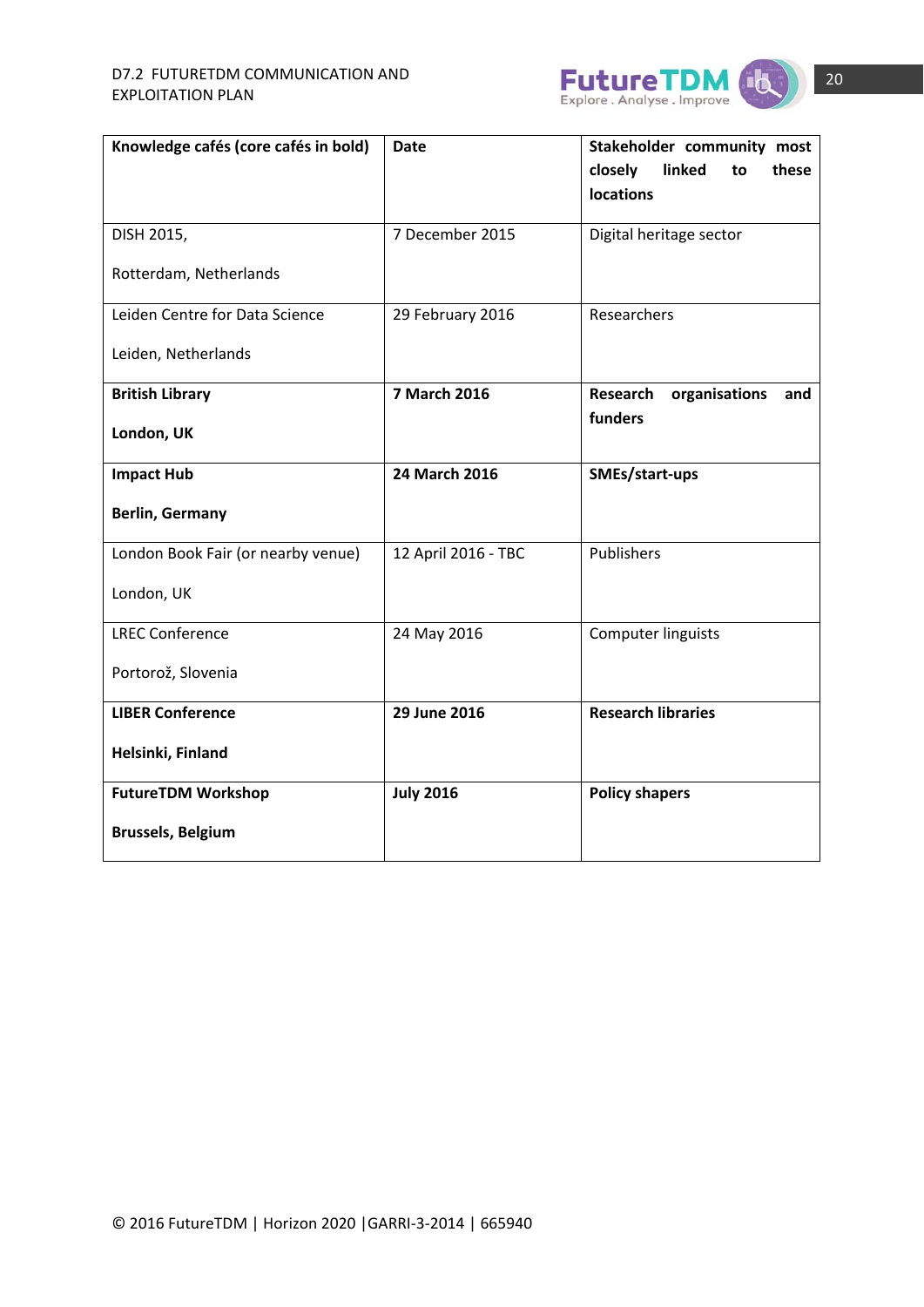| Knowledge cafés (core cafés in bold) | Date | Stakeholder community most closely linked to these locations |
|---|---|---|
| DISH 2015,<br><br>Rotterdam, Netherlands | 7 December 2015 | Digital heritage sector |
| Leiden Centre for Data Science<br><br>Leiden, Netherlands | 29 February 2016 | Researchers |
| **British Library**<br><br>**London, UK** | **7 March 2016** | **Research organisations and funders** |
| **Impact Hub**<br><br>**Berlin, Germany** | **24 March 2016** | **SMEs/start-ups** |
| London Book Fair (or nearby venue)<br><br>London, UK | 12 April 2016 - TBC | Publishers |
| LREC Conference<br><br>Portorož, Slovenia | 24 May 2016 | Computer linguists |
| **LIBER Conference**<br><br>**Helsinki, Finland** | **29 June 2016** | **Research libraries** |
| **FutureTDM Workshop**<br><br>**Brussels, Belgium** | **July 2016** | **Policy shapers** |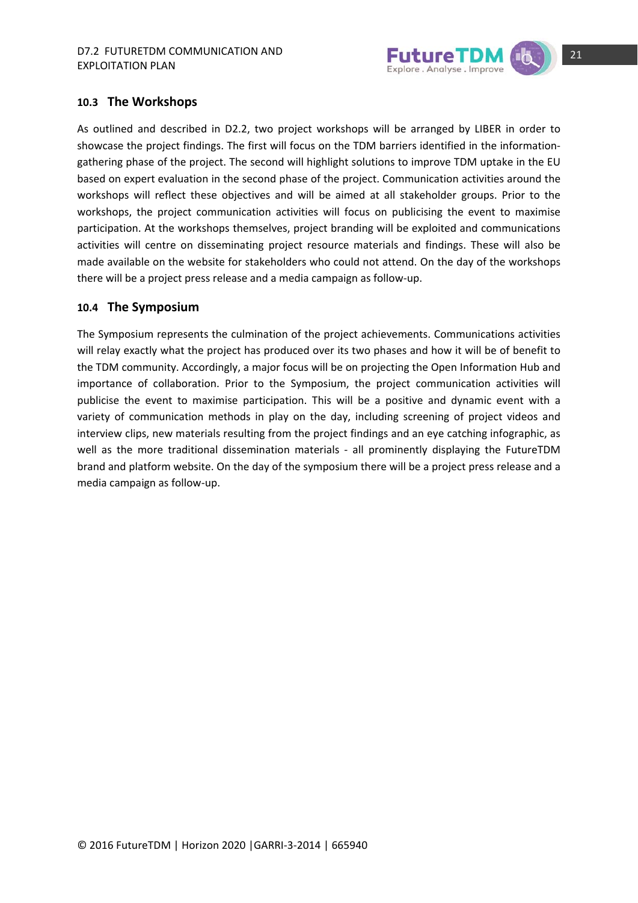### 10.3 The Workshops

As outlined and described in D2.2, two project workshops will be arranged by LIBER in order to showcase the project findings. The first will focus on the TDM barriers identified in the information-gathering phase of the project. The second will highlight solutions to improve TDM uptake in the EU based on expert evaluation in the second phase of the project. Communication activities around the workshops will reflect these objectives and will be aimed at all stakeholder groups. Prior to the workshops, the project communication activities will focus on publicising the event to maximise participation. At the workshops themselves, project branding will be exploited and communications activities will centre on disseminating project resource materials and findings. These will also be made available on the website for stakeholders who could not attend. On the day of the workshops there will be a project press release and a media campaign as follow-up.

### 10.4 The Symposium

The Symposium represents the culmination of the project achievements. Communications activities will relay exactly what the project has produced over its two phases and how it will be of benefit to the TDM community. Accordingly, a major focus will be on projecting the Open Information Hub and importance of collaboration. Prior to the Symposium, the project communication activities will publicise the event to maximise participation. This will be a positive and dynamic event with a variety of communication methods in play on the day, including screening of project videos and interview clips, new materials resulting from the project findings and an eye catching infographic, as well as the more traditional dissemination materials - all prominently displaying the FutureTDM brand and platform website. On the day of the symposium there will be a project press release and a media campaign as follow-up.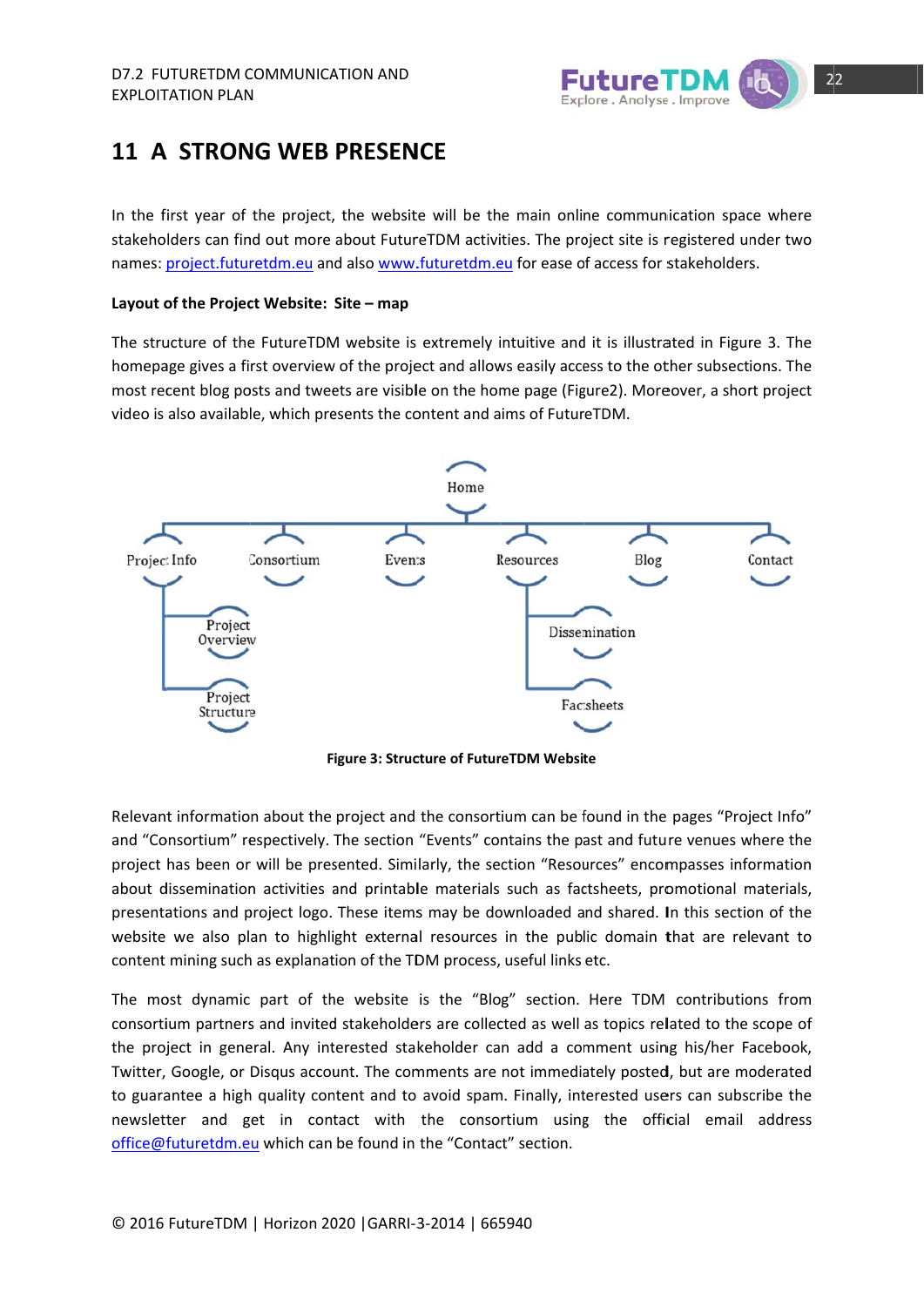# 11 A STRONG WEB PRESENCE

In the first year of the project, the website will be the main online communication space where stakeholders can find out more about FutureTDM activities. The project site is registered under two names: project.futuretdm.eu and also www.futuretdm.eu for ease of access for stakeholders.

**Layout of the Project Website: Site – map**

The structure of the FutureTDM website is extremely intuitive and it is illustrated in Figure 3. The homepage gives a first overview of the project and allows easily access to the other subsections. The most recent blog posts and tweets are visible on the home page (Figure2). Moreover, a short project video is also available, which presents the content and aims of FutureTDM.

- Home
  - Project Info
    - Project Overview
    - Project Structure
  - Consortium
  - Events
  - Resources
    - Dissemination
    - Factsheets
  - Blog
  - Contact

**Figure 3: Structure of FutureTDM Website**

Relevant information about the project and the consortium can be found in the pages "Project Info" and "Consortium" respectively. The section "Events" contains the past and future venues where the project has been or will be presented. Similarly, the section "Resources" encompasses information about dissemination activities and printable materials such as factsheets, promotional materials, presentations and project logo. These items may be downloaded and shared. In this section of the website we also plan to highlight external resources in the public domain that are relevant to content mining such as explanation of the TDM process, useful links etc.

The most dynamic part of the website is the "Blog" section. Here TDM contributions from consortium partners and invited stakeholders are collected as well as topics related to the scope of the project in general. Any interested stakeholder can add a comment using his/her Facebook, Twitter, Google, or Disqus account. The comments are not immediately posted, but are moderated to guarantee a high quality content and to avoid spam. Finally, interested users can subscribe the newsletter and get in contact with the consortium using the official email address office@futuretdm.eu which can be found in the "Contact" section.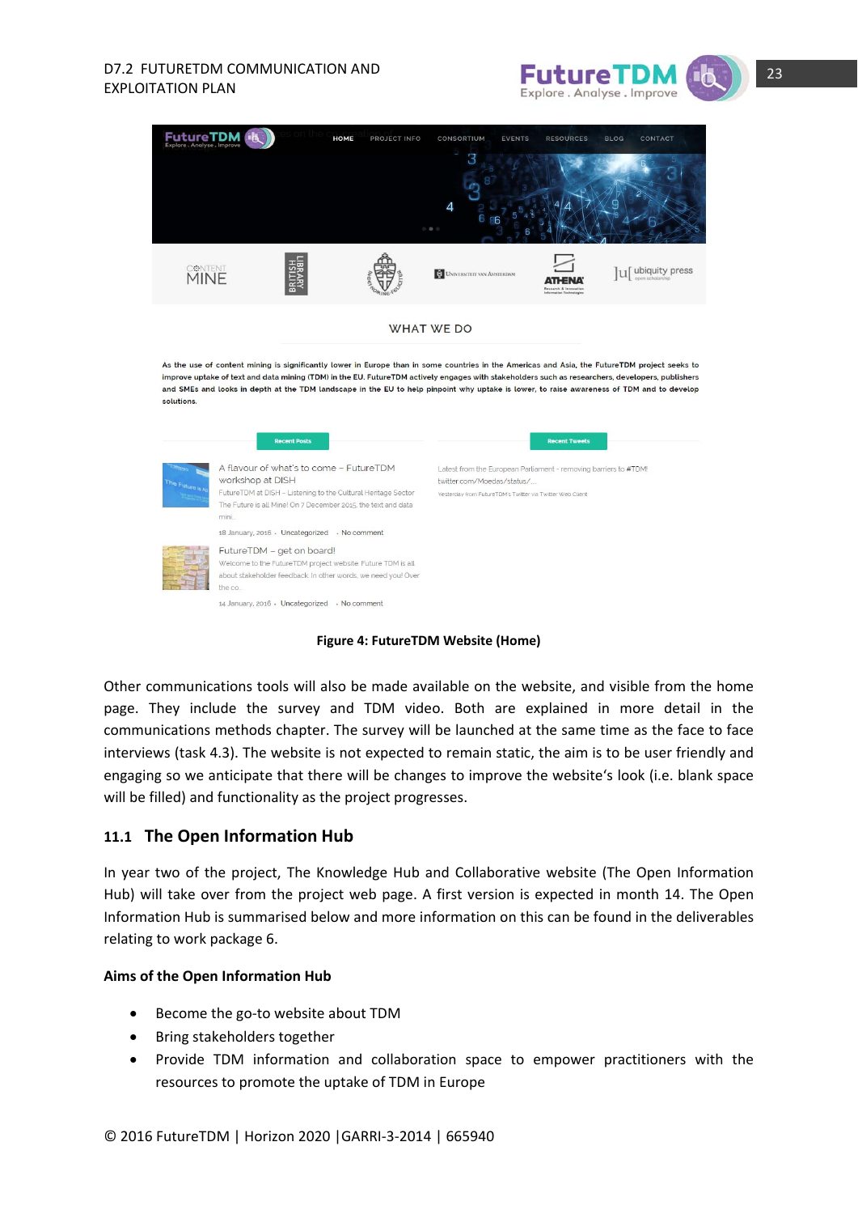Figure 4: FutureTDM Website (Home)

Other communications tools will also be made available on the website, and visible from the home page. They include the survey and TDM video. Both are explained in more detail in the communications methods chapter. The survey will be launched at the same time as the face to face interviews (task 4.3). The website is not expected to remain static, the aim is to be user friendly and engaging so we anticipate that there will be changes to improve the website's look (i.e. blank space will be filled) and functionality as the project progresses.

## 11.1 The Open Information Hub

In year two of the project, The Knowledge Hub and Collaborative website (The Open Information Hub) will take over from the project web page. A first version is expected in month 14. The Open Information Hub is summarised below and more information on this can be found in the deliverables relating to work package 6.

**Aims of the Open Information Hub**

- Become the go-to website about TDM
- Bring stakeholders together
- Provide TDM information and collaboration space to empower practitioners with the resources to promote the uptake of TDM in Europe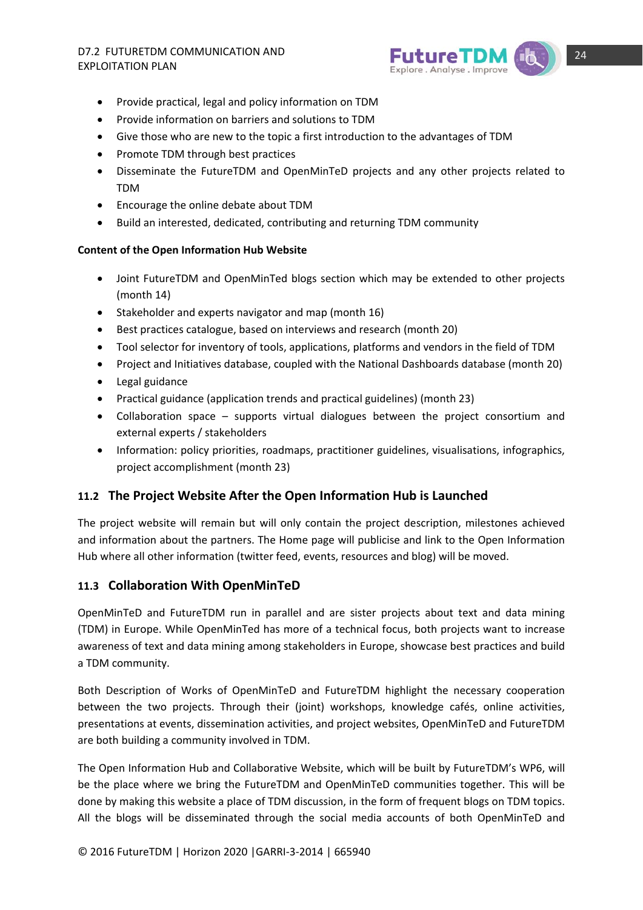- Provide practical, legal and policy information on TDM
- Provide information on barriers and solutions to TDM
- Give those who are new to the topic a first introduction to the advantages of TDM
- Promote TDM through best practices
- Disseminate the FutureTDM and OpenMinTeD projects and any other projects related to TDM
- Encourage the online debate about TDM
- Build an interested, dedicated, contributing and returning TDM community

**Content of the Open Information Hub Website**

- Joint FutureTDM and OpenMinTed blogs section which may be extended to other projects (month 14)
- Stakeholder and experts navigator and map (month 16)
- Best practices catalogue, based on interviews and research (month 20)
- Tool selector for inventory of tools, applications, platforms and vendors in the field of TDM
- Project and Initiatives database, coupled with the National Dashboards database (month 20)
- Legal guidance
- Practical guidance (application trends and practical guidelines) (month 23)
- Collaboration space – supports virtual dialogues between the project consortium and external experts / stakeholders
- Information: policy priorities, roadmaps, practitioner guidelines, visualisations, infographics, project accomplishment (month 23)

## 11.2 The Project Website After the Open Information Hub is Launched

The project website will remain but will only contain the project description, milestones achieved and information about the partners. The Home page will publicise and link to the Open Information Hub where all other information (twitter feed, events, resources and blog) will be moved.

## 11.3 Collaboration With OpenMinTeD

OpenMinTeD and FutureTDM run in parallel and are sister projects about text and data mining (TDM) in Europe. While OpenMinTed has more of a technical focus, both projects want to increase awareness of text and data mining among stakeholders in Europe, showcase best practices and build a TDM community.

Both Description of Works of OpenMinTeD and FutureTDM highlight the necessary cooperation between the two projects. Through their (joint) workshops, knowledge cafés, online activities, presentations at events, dissemination activities, and project websites, OpenMinTeD and FutureTDM are both building a community involved in TDM.

The Open Information Hub and Collaborative Website, which will be built by FutureTDM's WP6, will be the place where we bring the FutureTDM and OpenMinTeD communities together. This will be done by making this website a place of TDM discussion, in the form of frequent blogs on TDM topics. All the blogs will be disseminated through the social media accounts of both OpenMinTeD and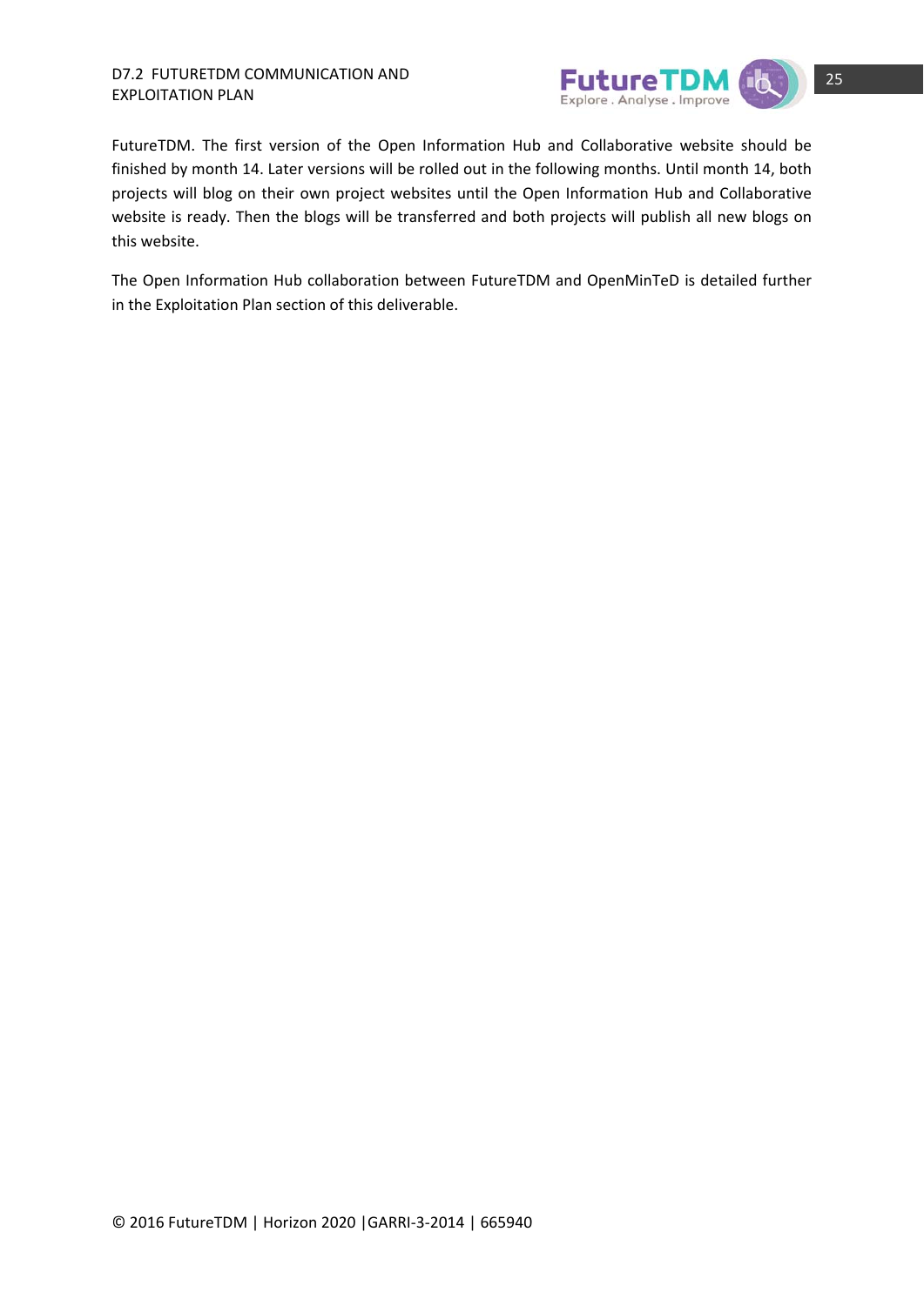FutureTDM. The first version of the Open Information Hub and Collaborative website should be finished by month 14. Later versions will be rolled out in the following months. Until month 14, both projects will blog on their own project websites until the Open Information Hub and Collaborative website is ready. Then the blogs will be transferred and both projects will publish all new blogs on this website.

The Open Information Hub collaboration between FutureTDM and OpenMinTeD is detailed further in the Exploitation Plan section of this deliverable.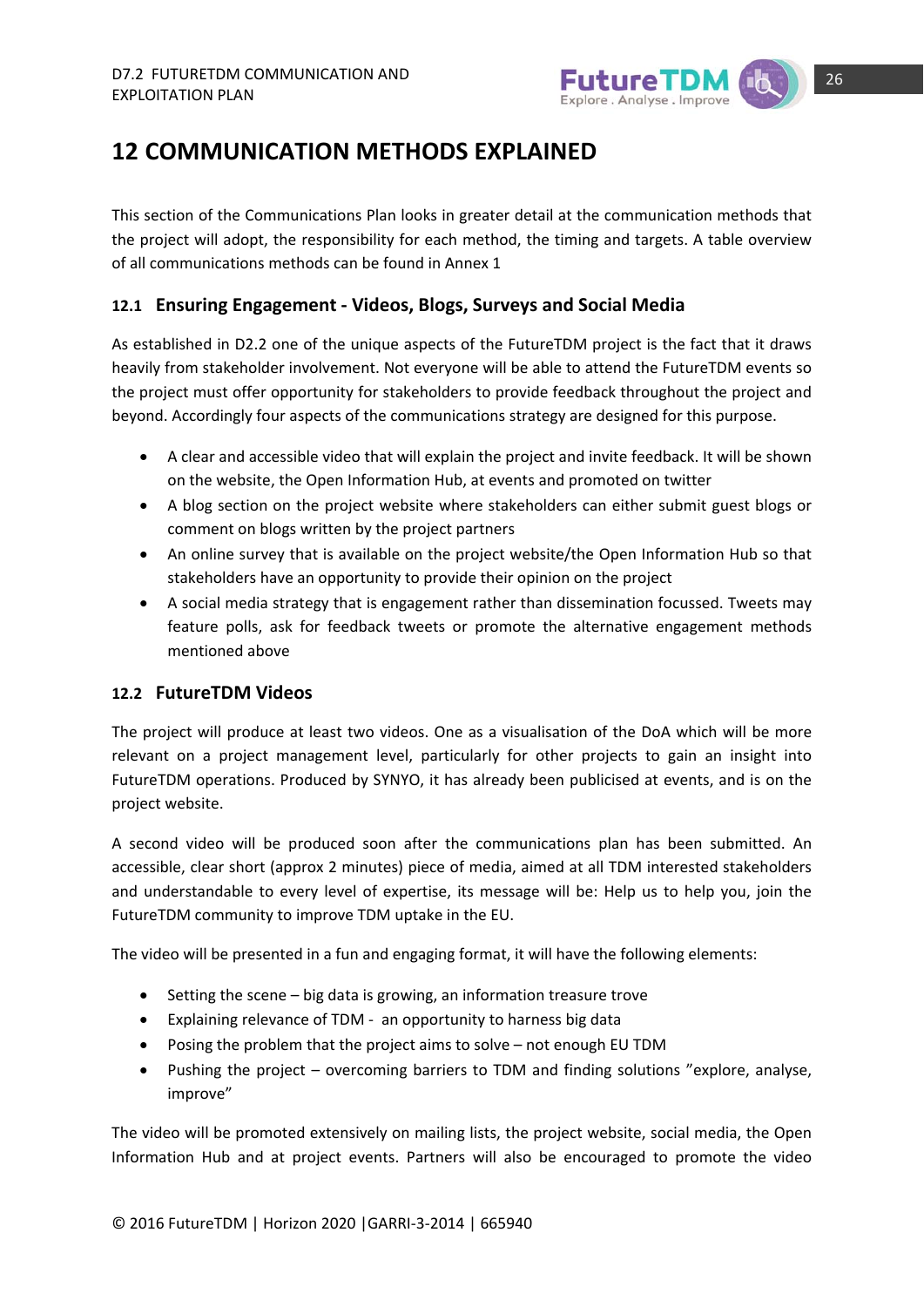# 12 COMMUNICATION METHODS EXPLAINED

This section of the Communications Plan looks in greater detail at the communication methods that the project will adopt, the responsibility for each method, the timing and targets. A table overview of all communications methods can be found in Annex 1

## 12.1 Ensuring Engagement - Videos, Blogs, Surveys and Social Media

As established in D2.2 one of the unique aspects of the FutureTDM project is the fact that it draws heavily from stakeholder involvement. Not everyone will be able to attend the FutureTDM events so the project must offer opportunity for stakeholders to provide feedback throughout the project and beyond. Accordingly four aspects of the communications strategy are designed for this purpose.

- A clear and accessible video that will explain the project and invite feedback. It will be shown on the website, the Open Information Hub, at events and promoted on twitter
- A blog section on the project website where stakeholders can either submit guest blogs or comment on blogs written by the project partners
- An online survey that is available on the project website/the Open Information Hub so that stakeholders have an opportunity to provide their opinion on the project
- A social media strategy that is engagement rather than dissemination focussed. Tweets may feature polls, ask for feedback tweets or promote the alternative engagement methods mentioned above

## 12.2 FutureTDM Videos

The project will produce at least two videos. One as a visualisation of the DoA which will be more relevant on a project management level, particularly for other projects to gain an insight into FutureTDM operations. Produced by SYNYO, it has already been publicised at events, and is on the project website.

A second video will be produced soon after the communications plan has been submitted. An accessible, clear short (approx 2 minutes) piece of media, aimed at all TDM interested stakeholders and understandable to every level of expertise, its message will be: Help us to help you, join the FutureTDM community to improve TDM uptake in the EU.

The video will be presented in a fun and engaging format, it will have the following elements:

- Setting the scene – big data is growing, an information treasure trove
- Explaining relevance of TDM - an opportunity to harness big data
- Posing the problem that the project aims to solve – not enough EU TDM
- Pushing the project – overcoming barriers to TDM and finding solutions "explore, analyse, improve"

The video will be promoted extensively on mailing lists, the project website, social media, the Open Information Hub and at project events. Partners will also be encouraged to promote the video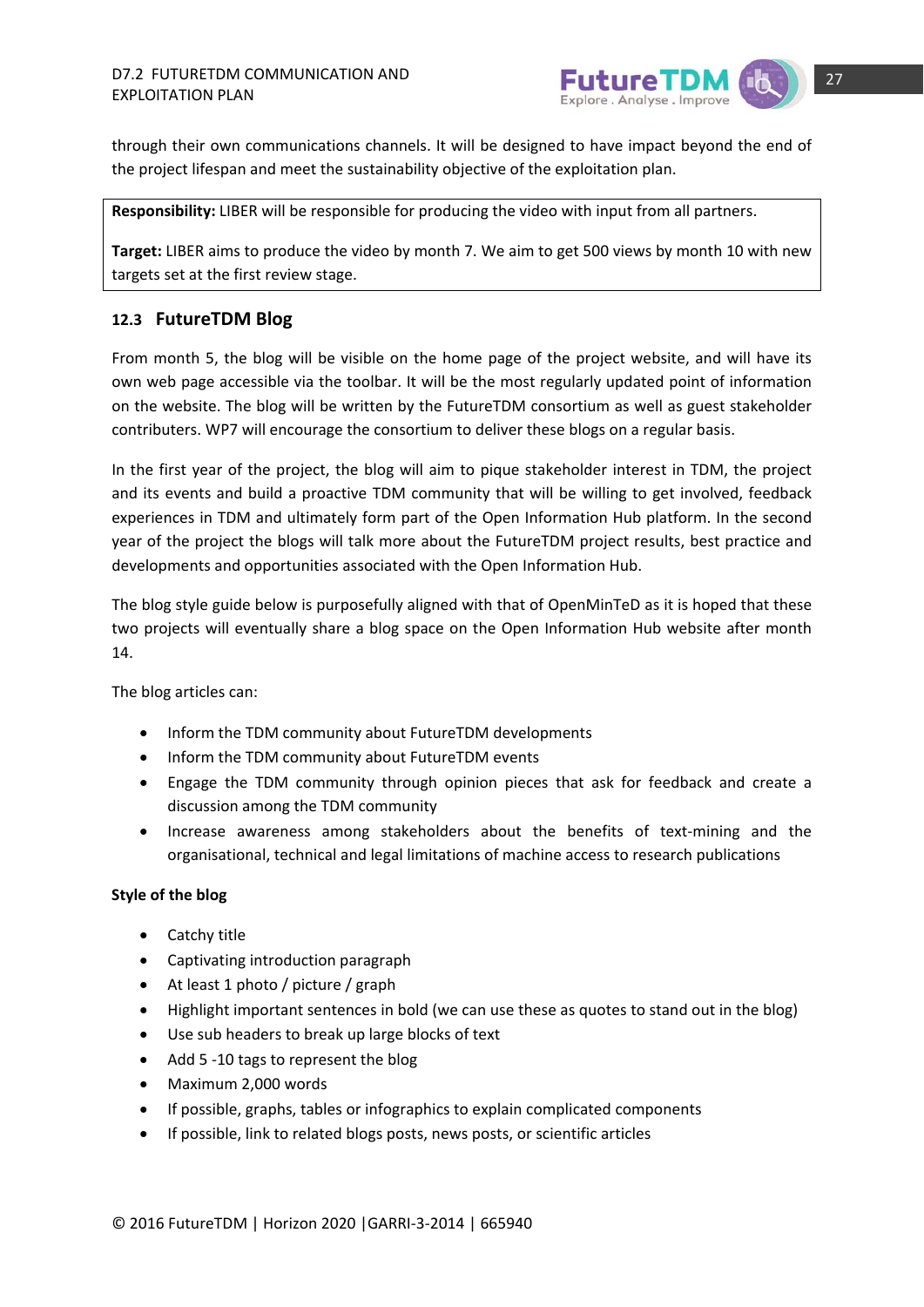through their own communications channels. It will be designed to have impact beyond the end of the project lifespan and meet the sustainability objective of the exploitation plan.

**Responsibility:** LIBER will be responsible for producing the video with input from all partners.

**Target:** LIBER aims to produce the video by month 7. We aim to get 500 views by month 10 with new targets set at the first review stage.

## 12.3 FutureTDM Blog

From month 5, the blog will be visible on the home page of the project website, and will have its own web page accessible via the toolbar. It will be the most regularly updated point of information on the website. The blog will be written by the FutureTDM consortium as well as guest stakeholder contributers. WP7 will encourage the consortium to deliver these blogs on a regular basis.

In the first year of the project, the blog will aim to pique stakeholder interest in TDM, the project and its events and build a proactive TDM community that will be willing to get involved, feedback experiences in TDM and ultimately form part of the Open Information Hub platform. In the second year of the project the blogs will talk more about the FutureTDM project results, best practice and developments and opportunities associated with the Open Information Hub.

The blog style guide below is purposefully aligned with that of OpenMinTeD as it is hoped that these two projects will eventually share a blog space on the Open Information Hub website after month 14.

The blog articles can:

- Inform the TDM community about FutureTDM developments
- Inform the TDM community about FutureTDM events
- Engage the TDM community through opinion pieces that ask for feedback and create a discussion among the TDM community
- Increase awareness among stakeholders about the benefits of text-mining and the organisational, technical and legal limitations of machine access to research publications

**Style of the blog**

- Catchy title
- Captivating introduction paragraph
- At least 1 photo / picture / graph
- Highlight important sentences in bold (we can use these as quotes to stand out in the blog)
- Use sub headers to break up large blocks of text
- Add 5 -10 tags to represent the blog
- Maximum 2,000 words
- If possible, graphs, tables or infographics to explain complicated components
- If possible, link to related blogs posts, news posts, or scientific articles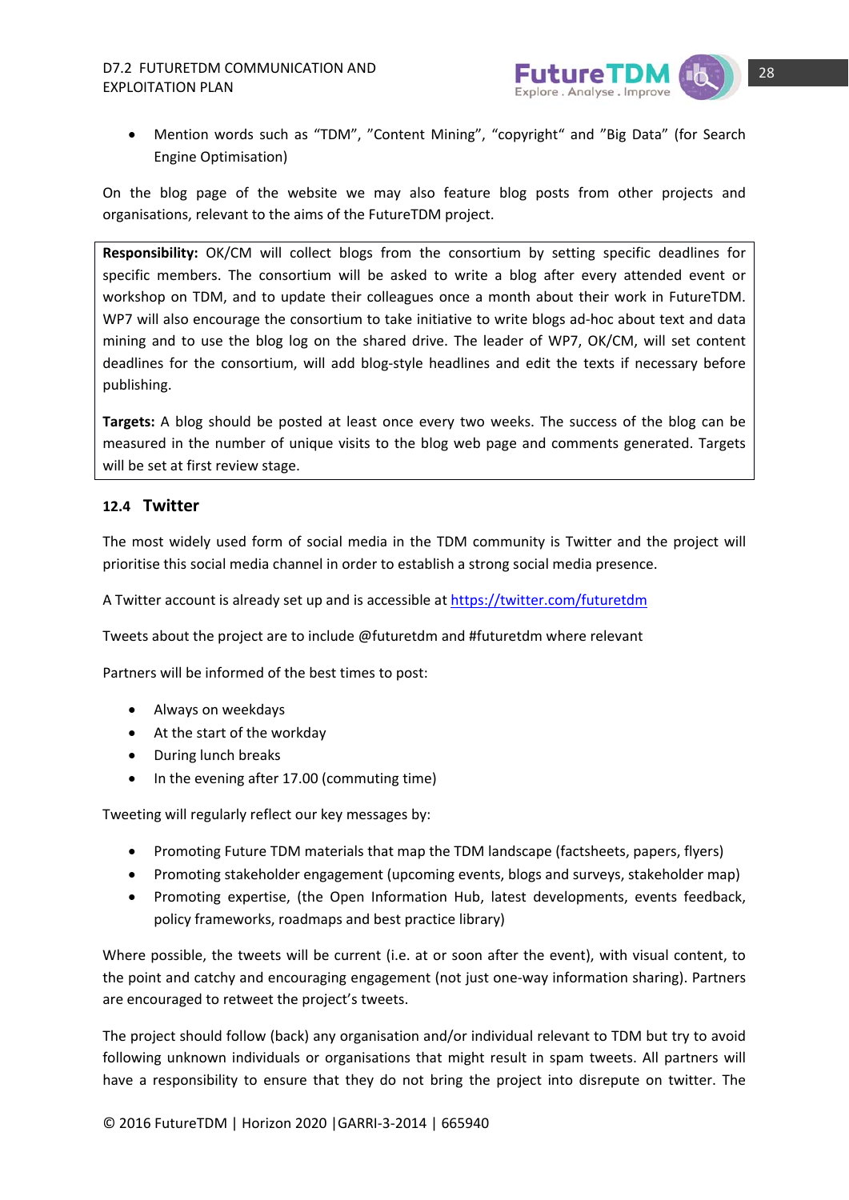- Mention words such as “TDM”, ”Content Mining”, “copyright“ and ”Big Data” (for Search Engine Optimisation)

On the blog page of the website we may also feature blog posts from other projects and organisations, relevant to the aims of the FutureTDM project.

**Responsibility:** OK/CM will collect blogs from the consortium by setting specific deadlines for specific members. The consortium will be asked to write a blog after every attended event or workshop on TDM, and to update their colleagues once a month about their work in FutureTDM. WP7 will also encourage the consortium to take initiative to write blogs ad-hoc about text and data mining and to use the blog log on the shared drive. The leader of WP7, OK/CM, will set content deadlines for the consortium, will add blog-style headlines and edit the texts if necessary before publishing.

**Targets:** A blog should be posted at least once every two weeks. The success of the blog can be measured in the number of unique visits to the blog web page and comments generated. Targets will be set at first review stage.

### 12.4 Twitter

The most widely used form of social media in the TDM community is Twitter and the project will prioritise this social media channel in order to establish a strong social media presence.

A Twitter account is already set up and is accessible at https://twitter.com/futuretdm

Tweets about the project are to include @futuretdm and #futuretdm where relevant

Partners will be informed of the best times to post:

- Always on weekdays
- At the start of the workday
- During lunch breaks
- In the evening after 17.00 (commuting time)

Tweeting will regularly reflect our key messages by:

- Promoting Future TDM materials that map the TDM landscape (factsheets, papers, flyers)
- Promoting stakeholder engagement (upcoming events, blogs and surveys, stakeholder map)
- Promoting expertise, (the Open Information Hub, latest developments, events feedback, policy frameworks, roadmaps and best practice library)

Where possible, the tweets will be current (i.e. at or soon after the event), with visual content, to the point and catchy and encouraging engagement (not just one-way information sharing). Partners are encouraged to retweet the project’s tweets.

The project should follow (back) any organisation and/or individual relevant to TDM but try to avoid following unknown individuals or organisations that might result in spam tweets. All partners will have a responsibility to ensure that they do not bring the project into disrepute on twitter. The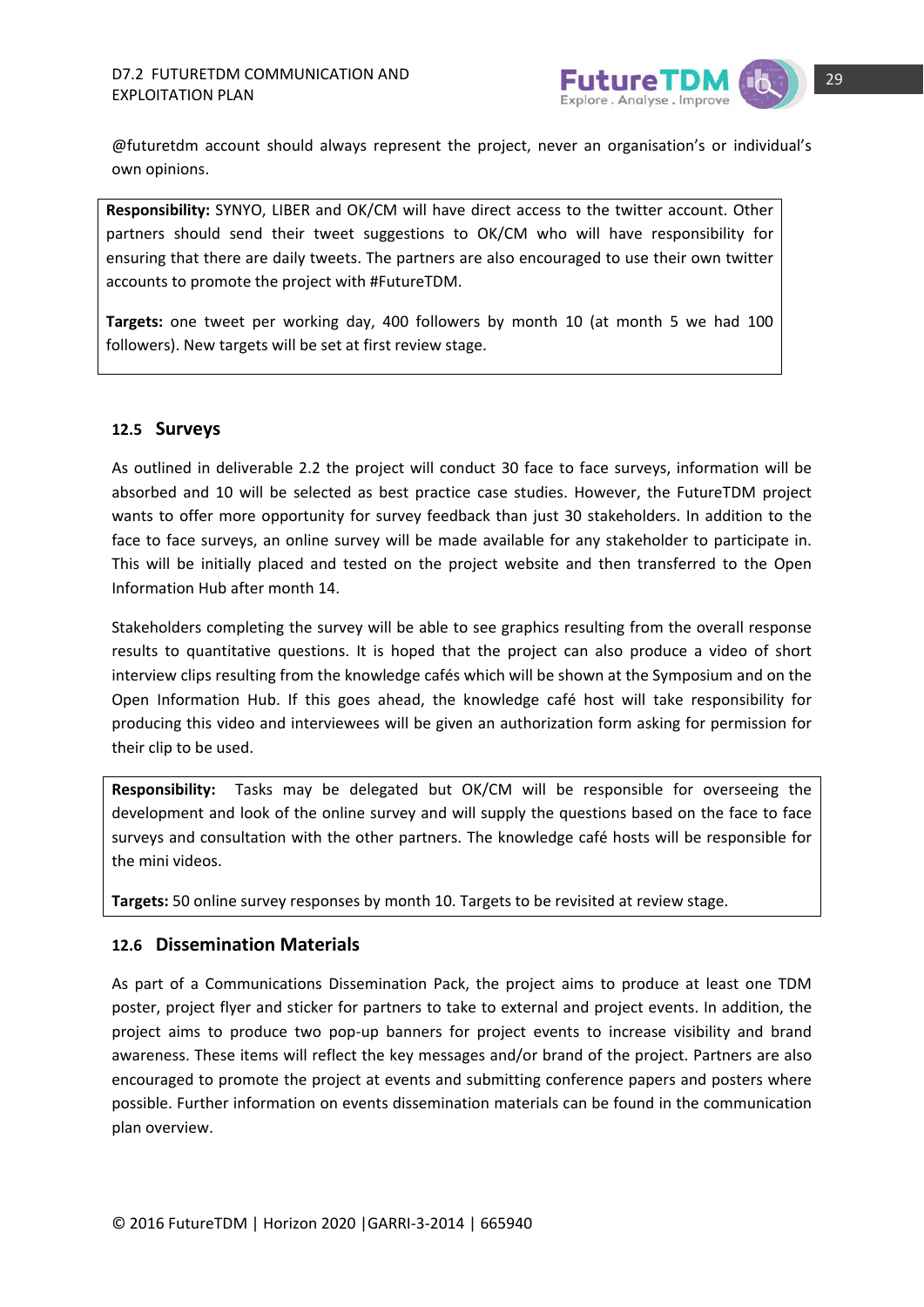@futuretdm account should always represent the project, never an organisation's or individual's own opinions.

**Responsibility:** SYNYO, LIBER and OK/CM will have direct access to the twitter account. Other partners should send their tweet suggestions to OK/CM who will have responsibility for ensuring that there are daily tweets. The partners are also encouraged to use their own twitter accounts to promote the project with #FutureTDM.

**Targets:** one tweet per working day, 400 followers by month 10 (at month 5 we had 100 followers). New targets will be set at first review stage.

### 12.5 Surveys

As outlined in deliverable 2.2 the project will conduct 30 face to face surveys, information will be absorbed and 10 will be selected as best practice case studies. However, the FutureTDM project wants to offer more opportunity for survey feedback than just 30 stakeholders. In addition to the face to face surveys, an online survey will be made available for any stakeholder to participate in. This will be initially placed and tested on the project website and then transferred to the Open Information Hub after month 14.

Stakeholders completing the survey will be able to see graphics resulting from the overall response results to quantitative questions. It is hoped that the project can also produce a video of short interview clips resulting from the knowledge cafés which will be shown at the Symposium and on the Open Information Hub. If this goes ahead, the knowledge café host will take responsibility for producing this video and interviewees will be given an authorization form asking for permission for their clip to be used.

**Responsibility:** Tasks may be delegated but OK/CM will be responsible for overseeing the development and look of the online survey and will supply the questions based on the face to face surveys and consultation with the other partners. The knowledge café hosts will be responsible for the mini videos.

**Targets:** 50 online survey responses by month 10. Targets to be revisited at review stage.

### 12.6 Dissemination Materials

As part of a Communications Dissemination Pack, the project aims to produce at least one TDM poster, project flyer and sticker for partners to take to external and project events. In addition, the project aims to produce two pop-up banners for project events to increase visibility and brand awareness. These items will reflect the key messages and/or brand of the project. Partners are also encouraged to promote the project at events and submitting conference papers and posters where possible. Further information on events dissemination materials can be found in the communication plan overview.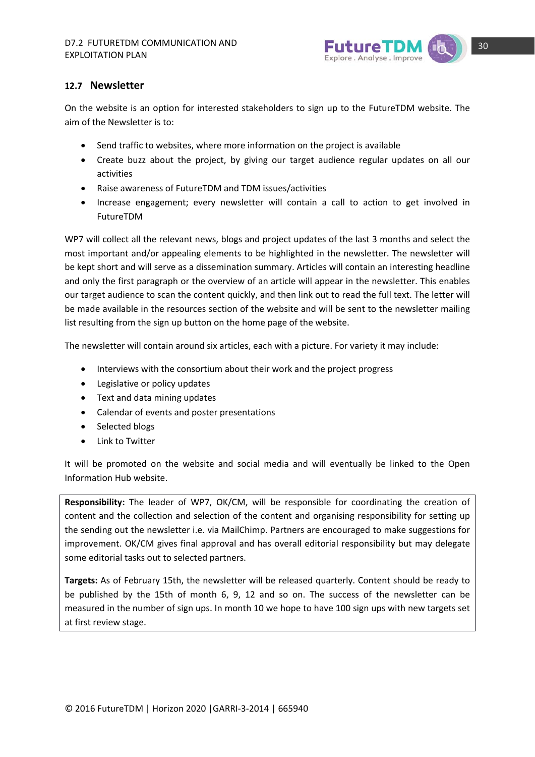## 12.7 Newsletter

On the website is an option for interested stakeholders to sign up to the FutureTDM website. The aim of the Newsletter is to:

- Send traffic to websites, where more information on the project is available
- Create buzz about the project, by giving our target audience regular updates on all our activities
- Raise awareness of FutureTDM and TDM issues/activities
- Increase engagement; every newsletter will contain a call to action to get involved in FutureTDM

WP7 will collect all the relevant news, blogs and project updates of the last 3 months and select the most important and/or appealing elements to be highlighted in the newsletter. The newsletter will be kept short and will serve as a dissemination summary. Articles will contain an interesting headline and only the first paragraph or the overview of an article will appear in the newsletter. This enables our target audience to scan the content quickly, and then link out to read the full text. The letter will be made available in the resources section of the website and will be sent to the newsletter mailing list resulting from the sign up button on the home page of the website.

The newsletter will contain around six articles, each with a picture. For variety it may include:

- Interviews with the consortium about their work and the project progress
- Legislative or policy updates
- Text and data mining updates
- Calendar of events and poster presentations
- Selected blogs
- Link to Twitter

It will be promoted on the website and social media and will eventually be linked to the Open Information Hub website.

**Responsibility:** The leader of WP7, OK/CM, will be responsible for coordinating the creation of content and the collection and selection of the content and organising responsibility for setting up the sending out the newsletter i.e. via MailChimp. Partners are encouraged to make suggestions for improvement. OK/CM gives final approval and has overall editorial responsibility but may delegate some editorial tasks out to selected partners.

**Targets:** As of February 15th, the newsletter will be released quarterly. Content should be ready to be published by the 15th of month 6, 9, 12 and so on. The success of the newsletter can be measured in the number of sign ups. In month 10 we hope to have 100 sign ups with new targets set at first review stage.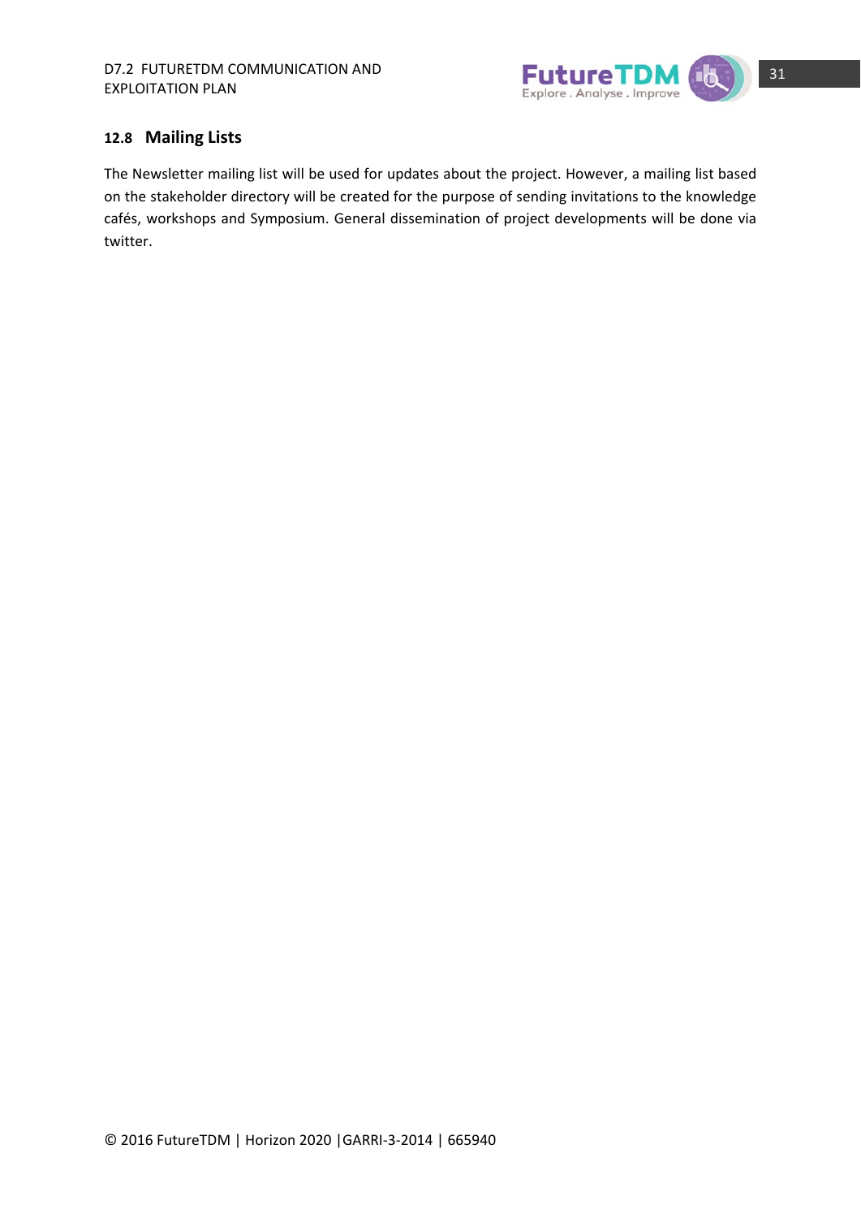### 12.8 Mailing Lists

The Newsletter mailing list will be used for updates about the project. However, a mailing list based on the stakeholder directory will be created for the purpose of sending invitations to the knowledge cafés, workshops and Symposium. General dissemination of project developments will be done via twitter.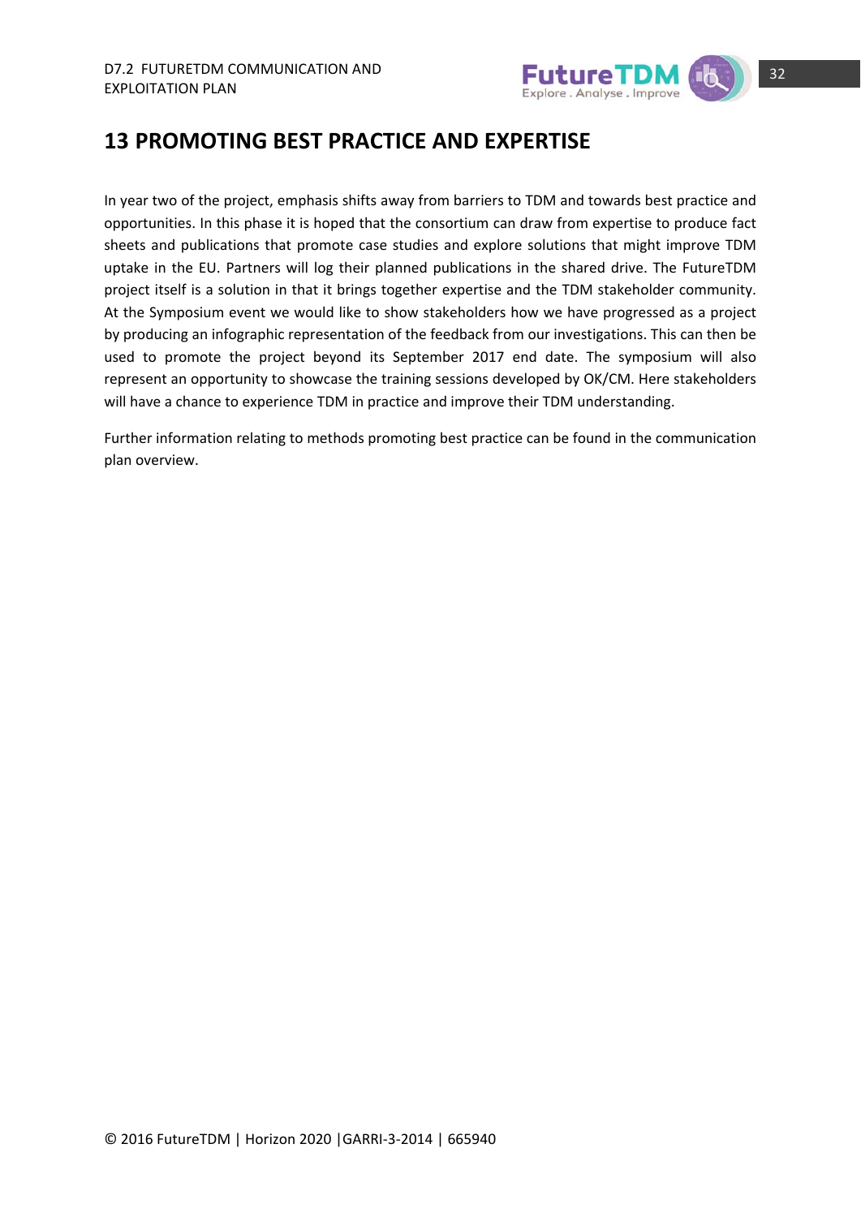# 13 PROMOTING BEST PRACTICE AND EXPERTISE

In year two of the project, emphasis shifts away from barriers to TDM and towards best practice and opportunities. In this phase it is hoped that the consortium can draw from expertise to produce fact sheets and publications that promote case studies and explore solutions that might improve TDM uptake in the EU. Partners will log their planned publications in the shared drive. The FutureTDM project itself is a solution in that it brings together expertise and the TDM stakeholder community. At the Symposium event we would like to show stakeholders how we have progressed as a project by producing an infographic representation of the feedback from our investigations. This can then be used to promote the project beyond its September 2017 end date. The symposium will also represent an opportunity to showcase the training sessions developed by OK/CM. Here stakeholders will have a chance to experience TDM in practice and improve their TDM understanding.

Further information relating to methods promoting best practice can be found in the communication plan overview.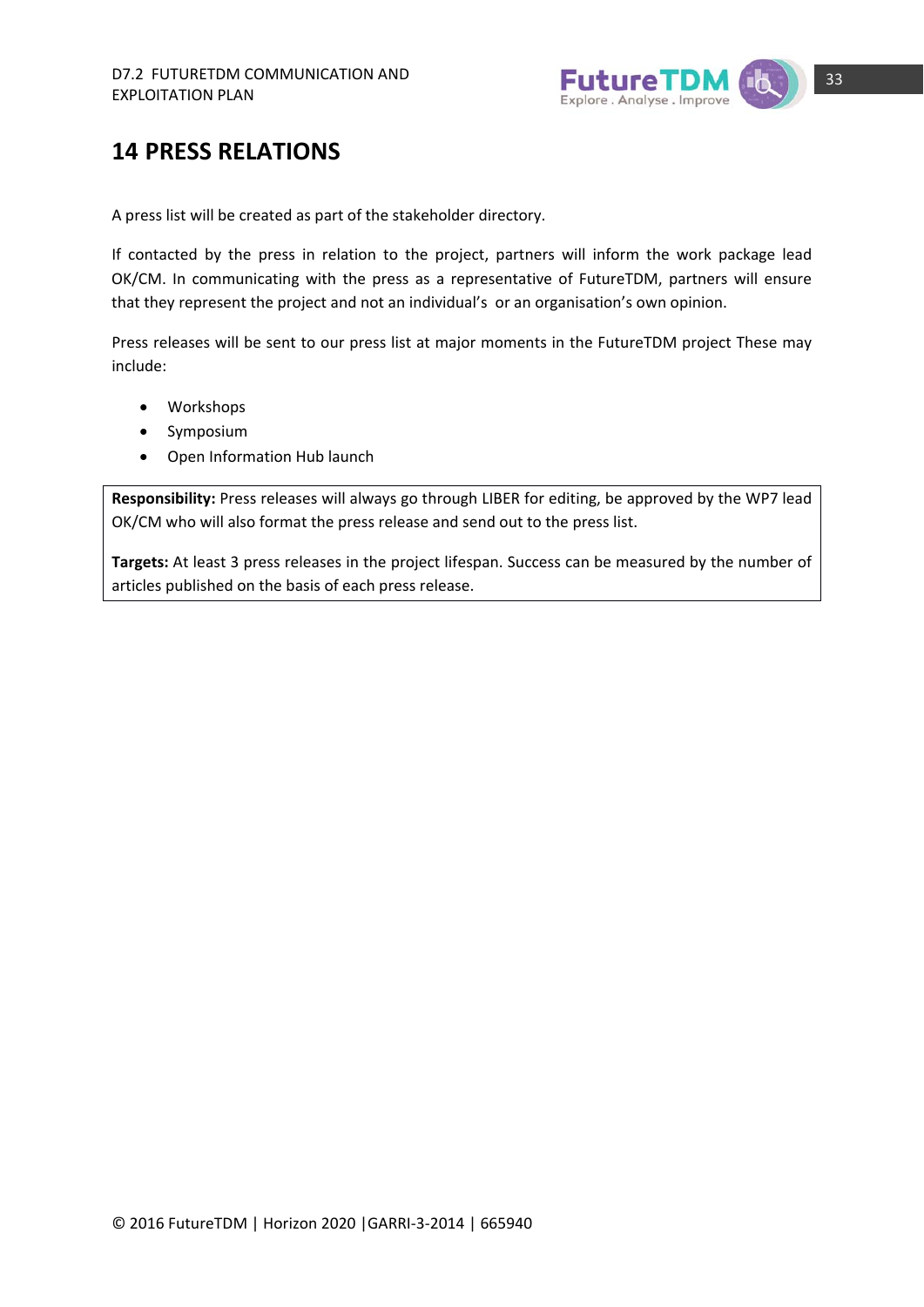# 14 PRESS RELATIONS

A press list will be created as part of the stakeholder directory.

If contacted by the press in relation to the project, partners will inform the work package lead OK/CM. In communicating with the press as a representative of FutureTDM, partners will ensure that they represent the project and not an individual's  or an organisation's own opinion.

Press releases will be sent to our press list at major moments in the FutureTDM project These may include:

- Workshops
- Symposium
- Open Information Hub launch

**Responsibility:** Press releases will always go through LIBER for editing, be approved by the WP7 lead OK/CM who will also format the press release and send out to the press list.

**Targets:** At least 3 press releases in the project lifespan. Success can be measured by the number of articles published on the basis of each press release.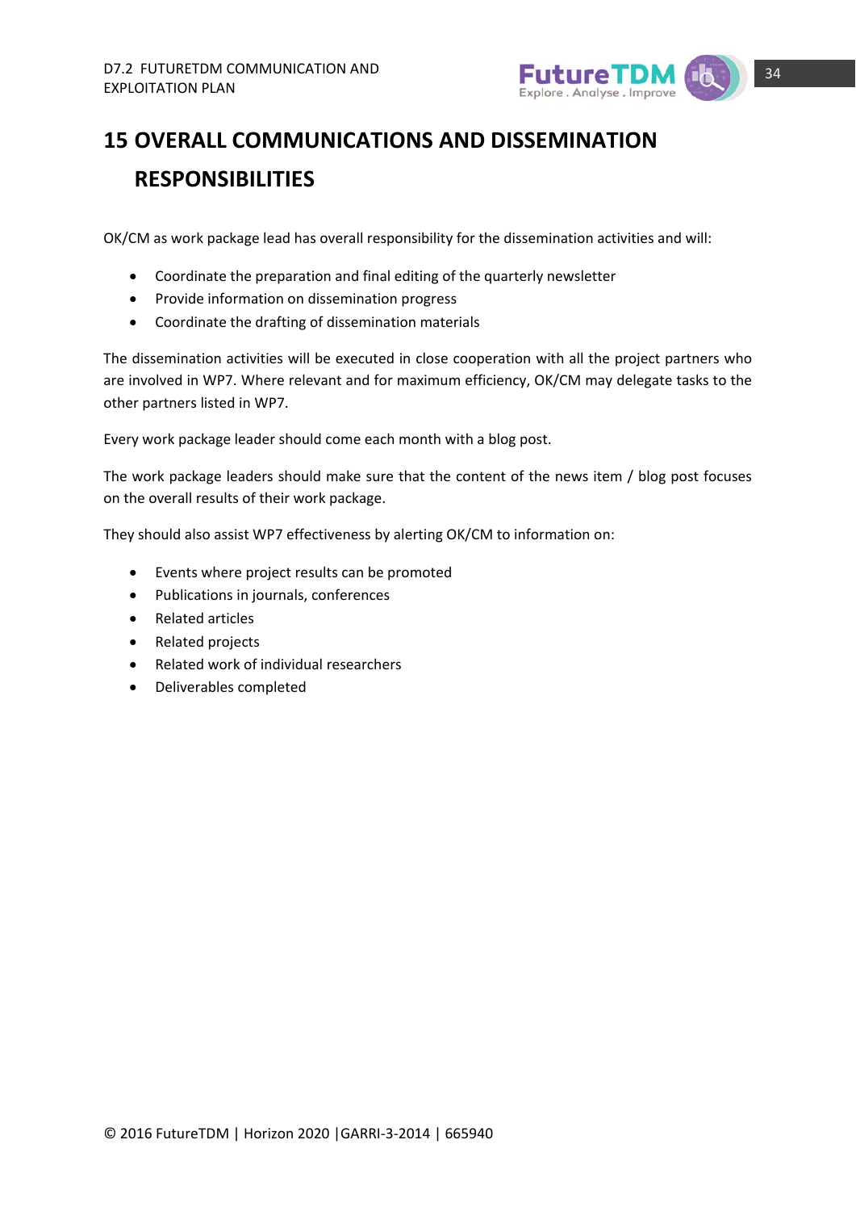# 15 OVERALL COMMUNICATIONS AND DISSEMINATION RESPONSIBILITIES

OK/CM as work package lead has overall responsibility for the dissemination activities and will:

- Coordinate the preparation and final editing of the quarterly newsletter
- Provide information on dissemination progress
- Coordinate the drafting of dissemination materials

The dissemination activities will be executed in close cooperation with all the project partners who are involved in WP7. Where relevant and for maximum efficiency, OK/CM may delegate tasks to the other partners listed in WP7.

Every work package leader should come each month with a blog post.

The work package leaders should make sure that the content of the news item / blog post focuses on the overall results of their work package.

They should also assist WP7 effectiveness by alerting OK/CM to information on:

- Events where project results can be promoted
- Publications in journals, conferences
- Related articles
- Related projects
- Related work of individual researchers
- Deliverables completed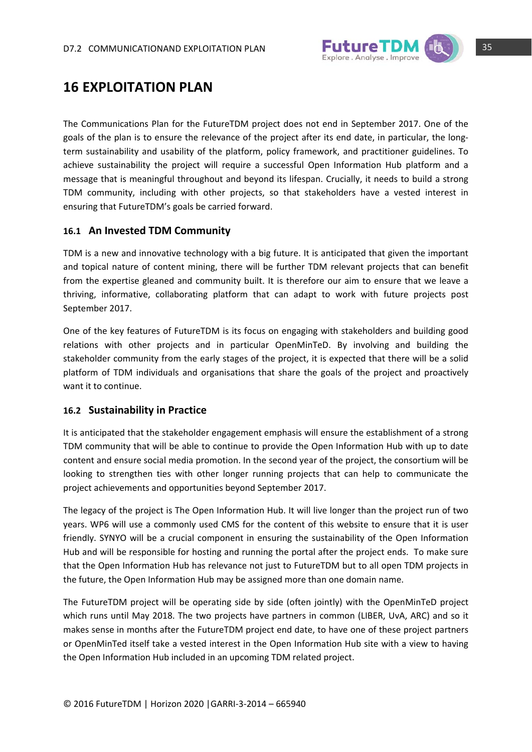# 16 EXPLOITATION PLAN

The Communications Plan for the FutureTDM project does not end in September 2017. One of the goals of the plan is to ensure the relevance of the project after its end date, in particular, the long-term sustainability and usability of the platform, policy framework, and practitioner guidelines. To achieve sustainability the project will require a successful Open Information Hub platform and a message that is meaningful throughout and beyond its lifespan. Crucially, it needs to build a strong TDM community, including with other projects, so that stakeholders have a vested interest in ensuring that FutureTDM's goals be carried forward.

## 16.1 An Invested TDM Community

TDM is a new and innovative technology with a big future. It is anticipated that given the important and topical nature of content mining, there will be further TDM relevant projects that can benefit from the expertise gleaned and community built. It is therefore our aim to ensure that we leave a thriving, informative, collaborating platform that can adapt to work with future projects post September 2017.

One of the key features of FutureTDM is its focus on engaging with stakeholders and building good relations with other projects and in particular OpenMinTeD. By involving and building the stakeholder community from the early stages of the project, it is expected that there will be a solid platform of TDM individuals and organisations that share the goals of the project and proactively want it to continue.

## 16.2 Sustainability in Practice

It is anticipated that the stakeholder engagement emphasis will ensure the establishment of a strong TDM community that will be able to continue to provide the Open Information Hub with up to date content and ensure social media promotion. In the second year of the project, the consortium will be looking to strengthen ties with other longer running projects that can help to communicate the project achievements and opportunities beyond September 2017.

The legacy of the project is The Open Information Hub. It will live longer than the project run of two years. WP6 will use a commonly used CMS for the content of this website to ensure that it is user friendly. SYNYO will be a crucial component in ensuring the sustainability of the Open Information Hub and will be responsible for hosting and running the portal after the project ends. To make sure that the Open Information Hub has relevance not just to FutureTDM but to all open TDM projects in the future, the Open Information Hub may be assigned more than one domain name.

The FutureTDM project will be operating side by side (often jointly) with the OpenMinTeD project which runs until May 2018. The two projects have partners in common (LIBER, UvA, ARC) and so it makes sense in months after the FutureTDM project end date, to have one of these project partners or OpenMinTed itself take a vested interest in the Open Information Hub site with a view to having the Open Information Hub included in an upcoming TDM related project.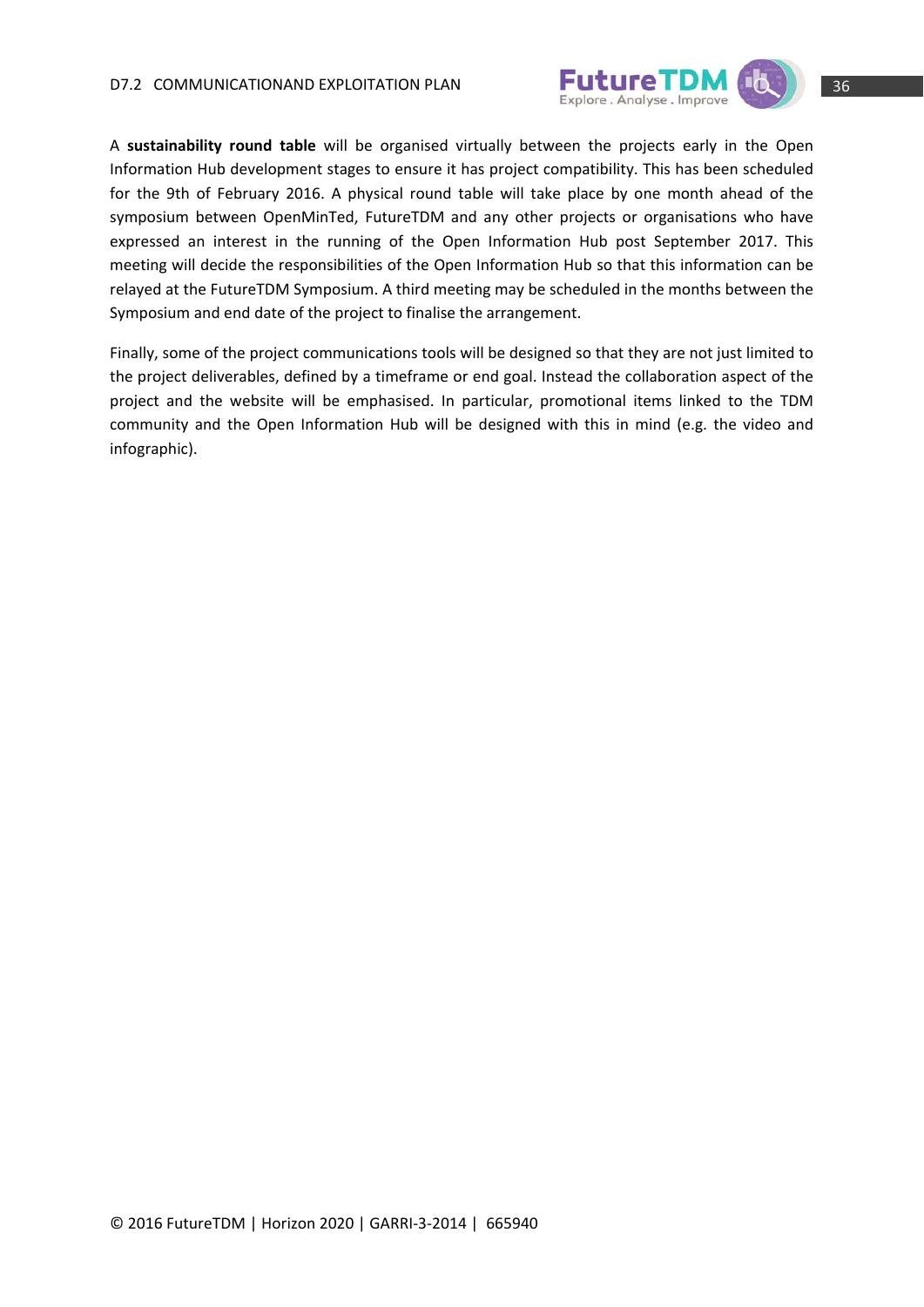A **sustainability round table** will be organised virtually between the projects early in the Open Information Hub development stages to ensure it has project compatibility. This has been scheduled for the 9th of February 2016. A physical round table will take place by one month ahead of the symposium between OpenMinTed, FutureTDM and any other projects or organisations who have expressed an interest in the running of the Open Information Hub post September 2017. This meeting will decide the responsibilities of the Open Information Hub so that this information can be relayed at the FutureTDM Symposium. A third meeting may be scheduled in the months between the Symposium and end date of the project to finalise the arrangement.

Finally, some of the project communications tools will be designed so that they are not just limited to the project deliverables, defined by a timeframe or end goal. Instead the collaboration aspect of the project and the website will be emphasised. In particular, promotional items linked to the TDM community and the Open Information Hub will be designed with this in mind (e.g. the video and infographic).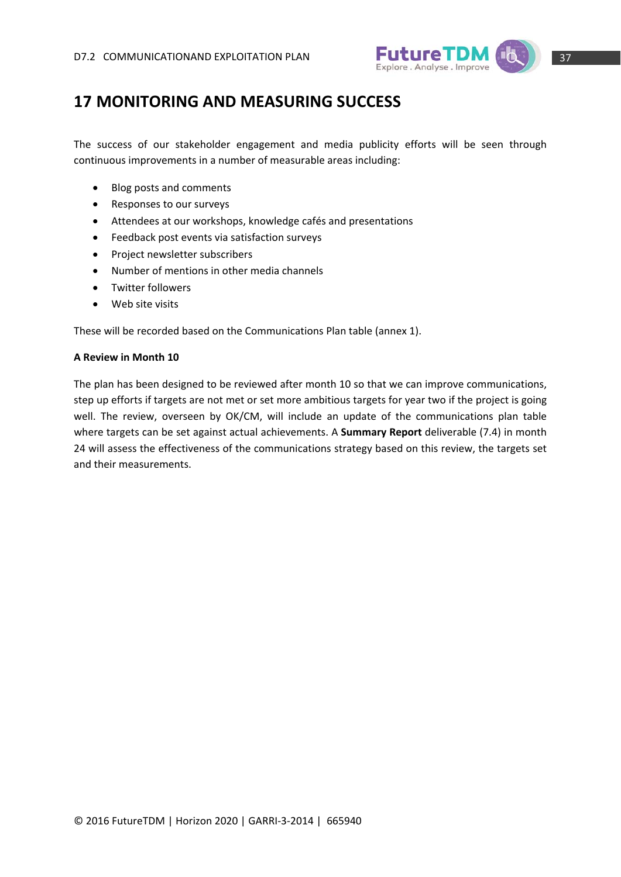# 17 MONITORING AND MEASURING SUCCESS

The success of our stakeholder engagement and media publicity efforts will be seen through continuous improvements in a number of measurable areas including:

- Blog posts and comments
- Responses to our surveys
- Attendees at our workshops, knowledge cafés and presentations
- Feedback post events via satisfaction surveys
- Project newsletter subscribers
- Number of mentions in other media channels
- Twitter followers
- Web site visits

These will be recorded based on the Communications Plan table (annex 1).

**A Review in Month 10**

The plan has been designed to be reviewed after month 10 so that we can improve communications, step up efforts if targets are not met or set more ambitious targets for year two if the project is going well. The review, overseen by OK/CM, will include an update of the communications plan table where targets can be set against actual achievements. A **Summary Report** deliverable (7.4) in month 24 will assess the effectiveness of the communications strategy based on this review, the targets set and their measurements.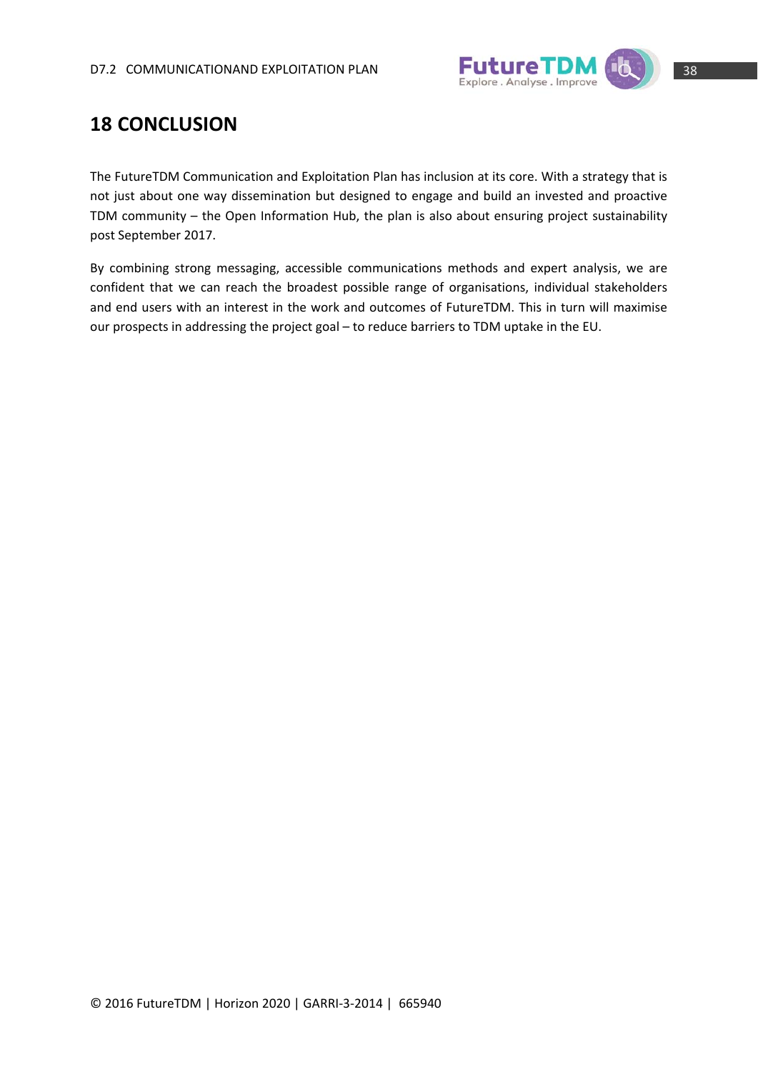# 18 CONCLUSION

The FutureTDM Communication and Exploitation Plan has inclusion at its core. With a strategy that is not just about one way dissemination but designed to engage and build an invested and proactive TDM community – the Open Information Hub, the plan is also about ensuring project sustainability post September 2017.

By combining strong messaging, accessible communications methods and expert analysis, we are confident that we can reach the broadest possible range of organisations, individual stakeholders and end users with an interest in the work and outcomes of FutureTDM. This in turn will maximise our prospects in addressing the project goal – to reduce barriers to TDM uptake in the EU.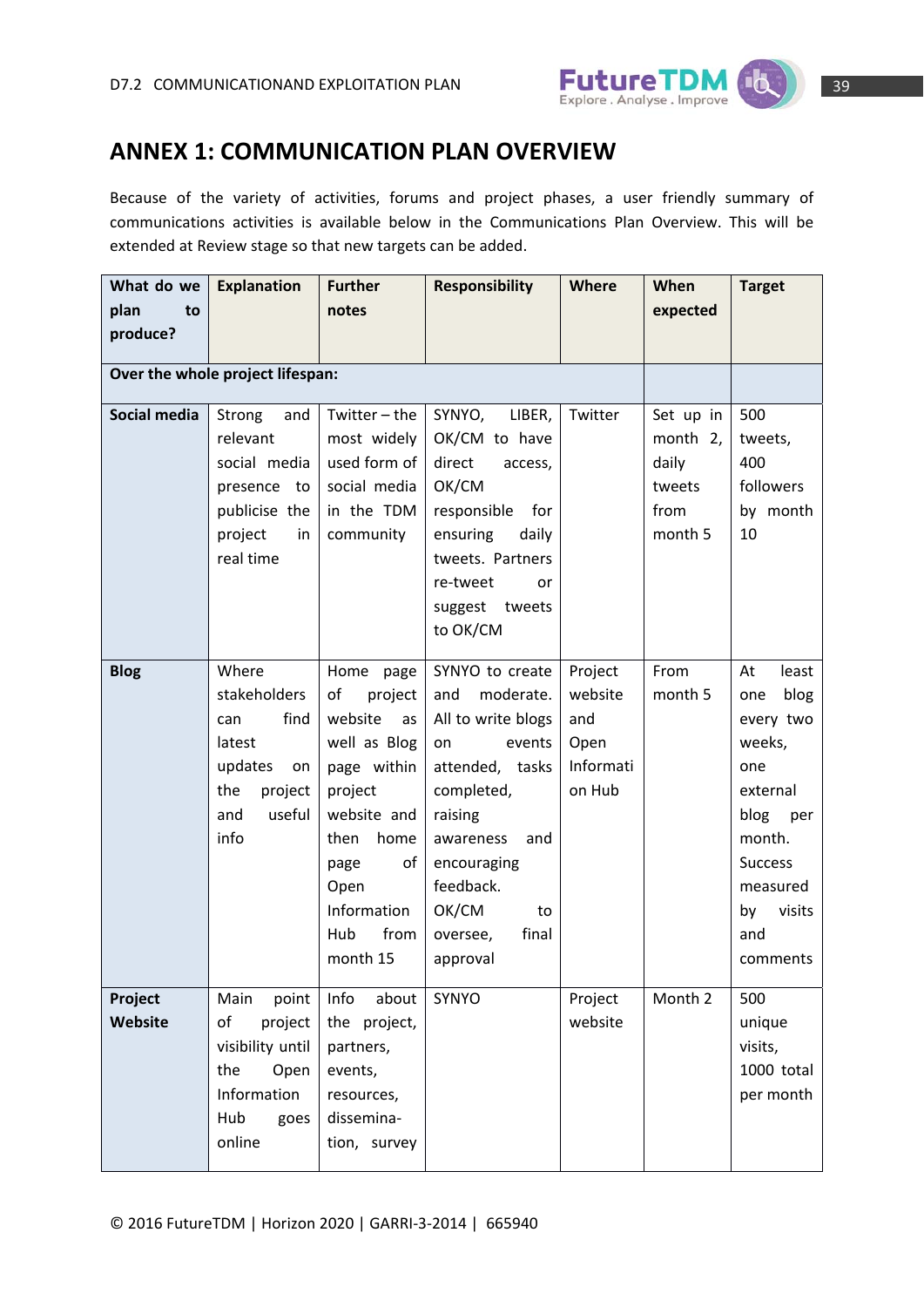# ANNEX 1: COMMUNICATION PLAN OVERVIEW

Because of the variety of activities, forums and project phases, a user friendly summary of communications activities is available below in the Communications Plan Overview. This will be extended at Review stage so that new targets can be added.

| What do we plan to produce? | Explanation | Further notes | Responsibility | Where | When expected | Target |
|---|---|---|---|---|---|---|
| **Over the whole project lifespan:** | | | | | | |
| **Social media** | Strong and relevant social media presence to publicise the project in real time | Twitter – the most widely used form of social media in the TDM community | SYNYO, LIBER, OK/CM to have direct access, OK/CM responsible for ensuring daily tweets. Partners re-tweet or suggest tweets to OK/CM | Twitter | Set up in month 2, daily tweets from month 5 | 500 tweets, 400 followers by month 10 |
| **Blog** | Where stakeholders can find latest updates on the project and useful info | Home page of project website as well as Blog page within project website and then home page of Open Information Hub from month 15 | SYNYO to create and moderate. All to write blogs on events attended, tasks completed, raising awareness and encouraging feedback. OK/CM to oversee, final approval | Project website and Open Information Hub | From month 5 | At least one blog every two weeks, one external blog per month. Success measured by visits and comments |
| **Project Website** | Main point of project visibility until the Open Information Hub goes online | Info about the project, partners, events, resources, dissemina-tion, survey | SYNYO | Project website | Month 2 | 500 unique visits, 1000 total per month |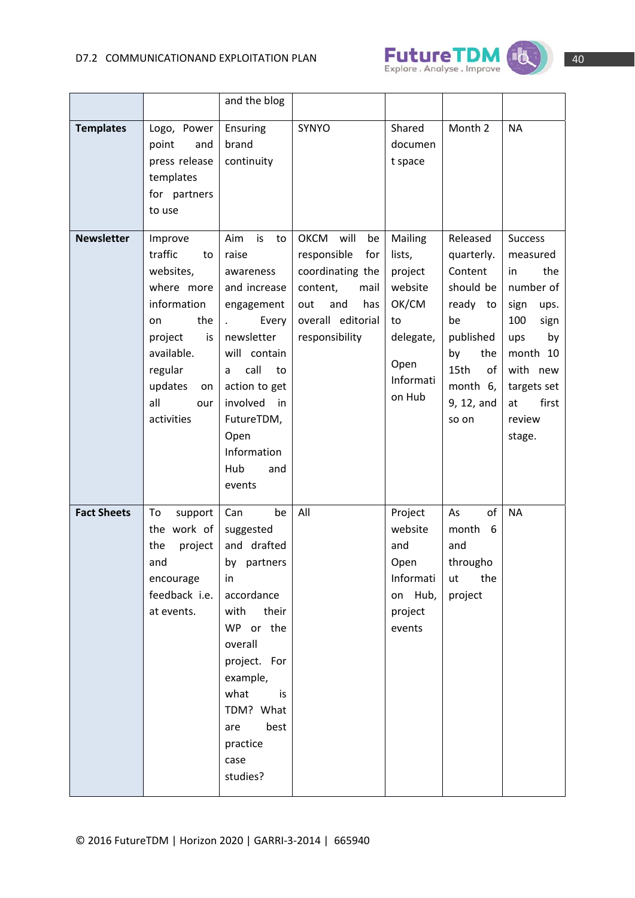| | | | | | | |
|---|---|---|---|---|---|---|
| | | and the blog | | | | |
| **Templates** | Logo, Power point and press release templates for partners to use | Ensuring brand continuity | SYNYO | Shared document space | Month 2 | NA |
| **Newsletter** | Improve traffic to websites, where more information on the project is available. regular updates on all our activities | Aim is to raise awareness and increase engagement. Every newsletter will contain a call to action to get involved in FutureTDM, Open Information Hub and events | OKCM will be responsible for coordinating the content, mail out and has overall editorial responsibility | Mailing lists, project website OK/CM to delegate, Open Information Hub | Released quarterly. Content should be ready to be published by the 15th of month 6, 9, 12, and so on | Success measured in the number of sign ups. 100 sign ups by month 10 with new targets set at first review stage. |
| **Fact Sheets** | To support the work of the project and encourage feedback i.e. at events. | Can be suggested and drafted by partners in accordance with their WP or the overall project. For example, what is TDM? What are best practice case studies? | All | Project website and Open Information Hub, project events | As of month 6 and throughout the project | NA |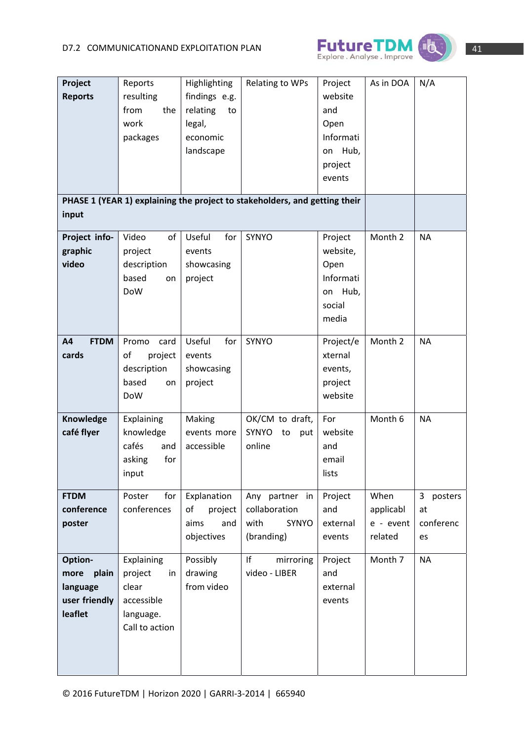| **Project Reports** | Reports resulting from the work packages | Highlighting findings e.g. relating to legal, economic landscape | Relating to WPs | Project website and Open Information Hub, project events | As in DOA | N/A |
|---|---|---|---|---|---|---|
| **PHASE 1 (YEAR 1) explaining the project to stakeholders, and getting their input** | | | | | | |
| **Project info-graphic video** | Video of project description based on DoW | Useful for events showcasing project | SYNYO | Project website, Open Information Hub, social media | Month 2 | NA |
| **A4 FTDM cards** | Promo card of project description based on DoW | Useful for events showcasing project | SYNYO | Project/external events, project website | Month 2 | NA |
| **Knowledge café flyer** | Explaining knowledge cafés and asking for input | Making events more accessible | OK/CM to draft, SYNYO to put online | For website and email lists | Month 6 | NA |
| **FTDM conference poster** | Poster for conferences | Explanation of project aims and objectives | Any partner in collaboration with SYNYO (branding) | Project and external events | When applicable - event related | 3 posters at conferences |
| **Option- more plain language user friendly leaflet** | Explaining project in clear accessible language. Call to action | Possibly drawing from video | If mirroring video - LIBER | Project and external events | Month 7 | NA |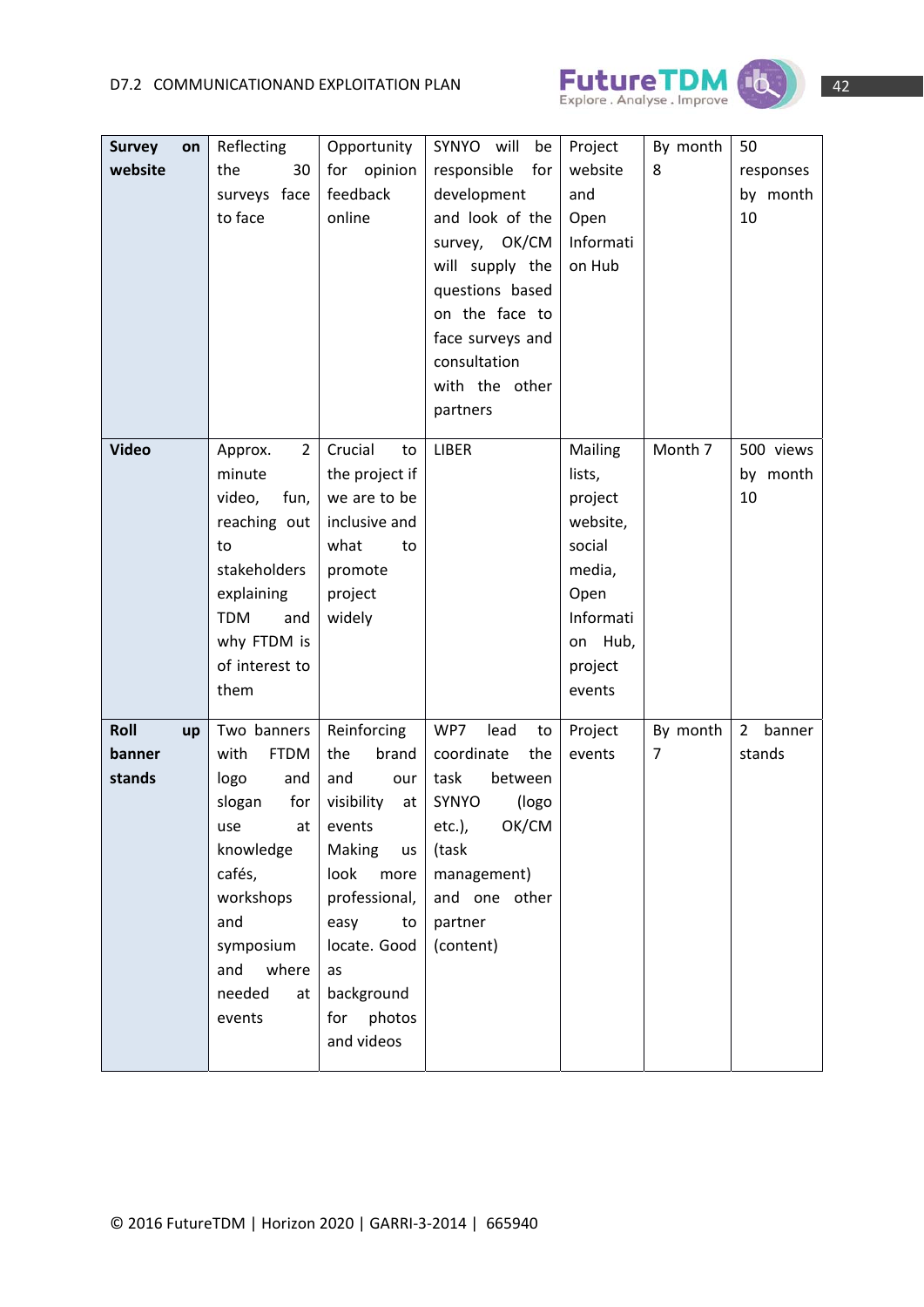| | | | | | | |
|---|---|---|---|---|---|---|
| **Survey on website** | Reflecting the 30 surveys face to face | Opportunity for opinion feedback online | SYNYO will be responsible for development and look of the survey, OK/CM will supply the questions based on the face to face surveys and consultation with the other partners | Project website and Open Information Hub | By month 8 | 50 responses by month 10 |
| **Video** | Approx. 2 minute video, fun, reaching out to stakeholders explaining TDM and why FTDM is of interest to them | Crucial to the project if we are to be inclusive and what to promote project widely | LIBER | Mailing lists, project website, social media, Open Information Hub, project events | Month 7 | 500 views by month 10 |
| **Roll up banner stands** | Two banners with FTDM logo and slogan for use at knowledge cafés, workshops and symposium and where needed at events | Reinforcing the brand and our visibility at events Making us look more professional, easy to locate. Good as background for photos and videos | WP7 lead to coordinate the task between SYNYO (logo etc.), OK/CM (task management) and one other partner (content) | Project events | By month 7 | 2 banner stands |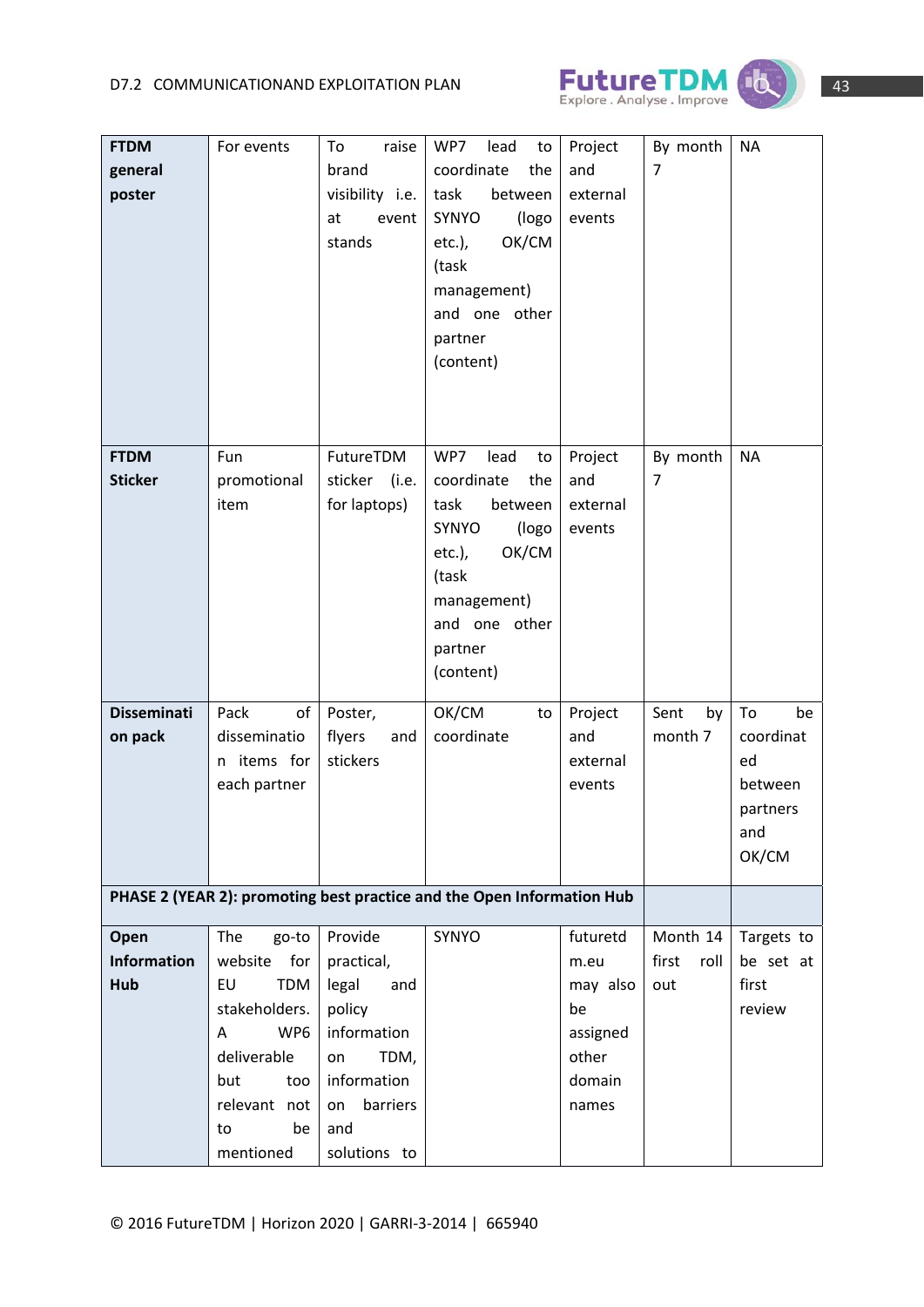| **FTDM general poster** | For events | To raise brand visibility i.e. at event stands | WP7 lead to coordinate the task between SYNYO (logo etc.), OK/CM (task management) and one other partner (content) | Project and external events | By month 7 | NA |
|---|---|---|---|---|---|---|
| **FTDM Sticker** | Fun promotional item | FutureTDM sticker (i.e. for laptops) | WP7 lead to coordinate the task between SYNYO (logo etc.), OK/CM (task management) and one other partner (content) | Project and external events | By month 7 | NA |
| **Dissemination pack** | Pack of dissemination items for each partner | Poster, flyers and stickers | OK/CM to coordinate | Project and external events | Sent by month 7 | To be coordinated between partners and OK/CM |
| **PHASE 2 (YEAR 2): promoting best practice and the Open Information Hub** | | | | | | |
| **Open Information Hub** | The go-to website for EU TDM stakeholders. A WP6 deliverable but too relevant not to be mentioned | Provide practical, legal and policy information on TDM, information on barriers and solutions to | SYNYO | futuretdm.eu may also be assigned other domain names | Month 14 first roll out | Targets to be set at first review |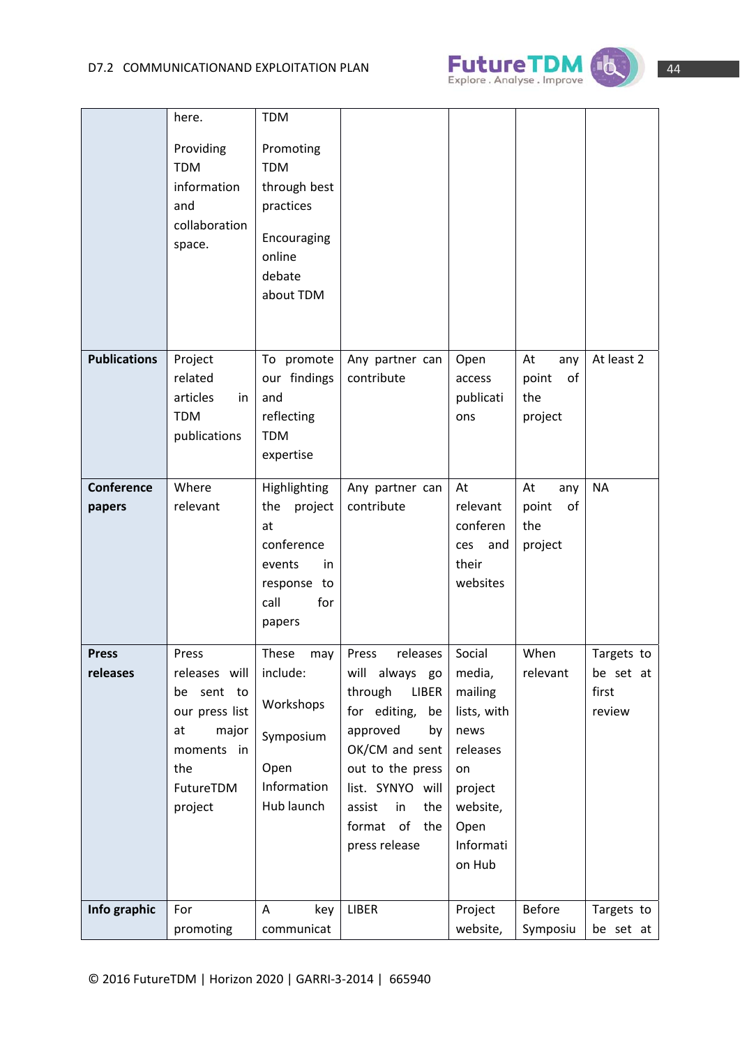| | | | | | | |
|---|---|---|---|---|---|---|
| | here.<br><br>Providing TDM information and collaboration space. | TDM<br><br>Promoting TDM through best practices<br><br>Encouraging online debate about TDM | | | | |
| **Publications** | Project related articles in TDM publications | To promote our findings and reflecting TDM expertise | Any partner can contribute | Open access publications | At any point of the project | At least 2 |
| **Conference papers** | Where relevant | Highlighting the project at conference events in response to call for papers | Any partner can contribute | At relevant conferences and their websites | At any point of the project | NA |
| **Press releases** | Press releases will be sent to our press list at major moments in the FutureTDM project | These may include:<br><br>Workshops<br><br>Symposium<br><br>Open Information Hub launch | Press releases will always go through LIBER for editing, be approved by OK/CM and sent out to the press list. SYNYO will assist in the format of the press release | Social media, mailing lists, with news releases on project website, Open Information Hub | When relevant | Targets to be set at first review |
| **Info graphic** | For promoting | A key communicat | LIBER | Project website, | Before Symposiu | Targets to be set at |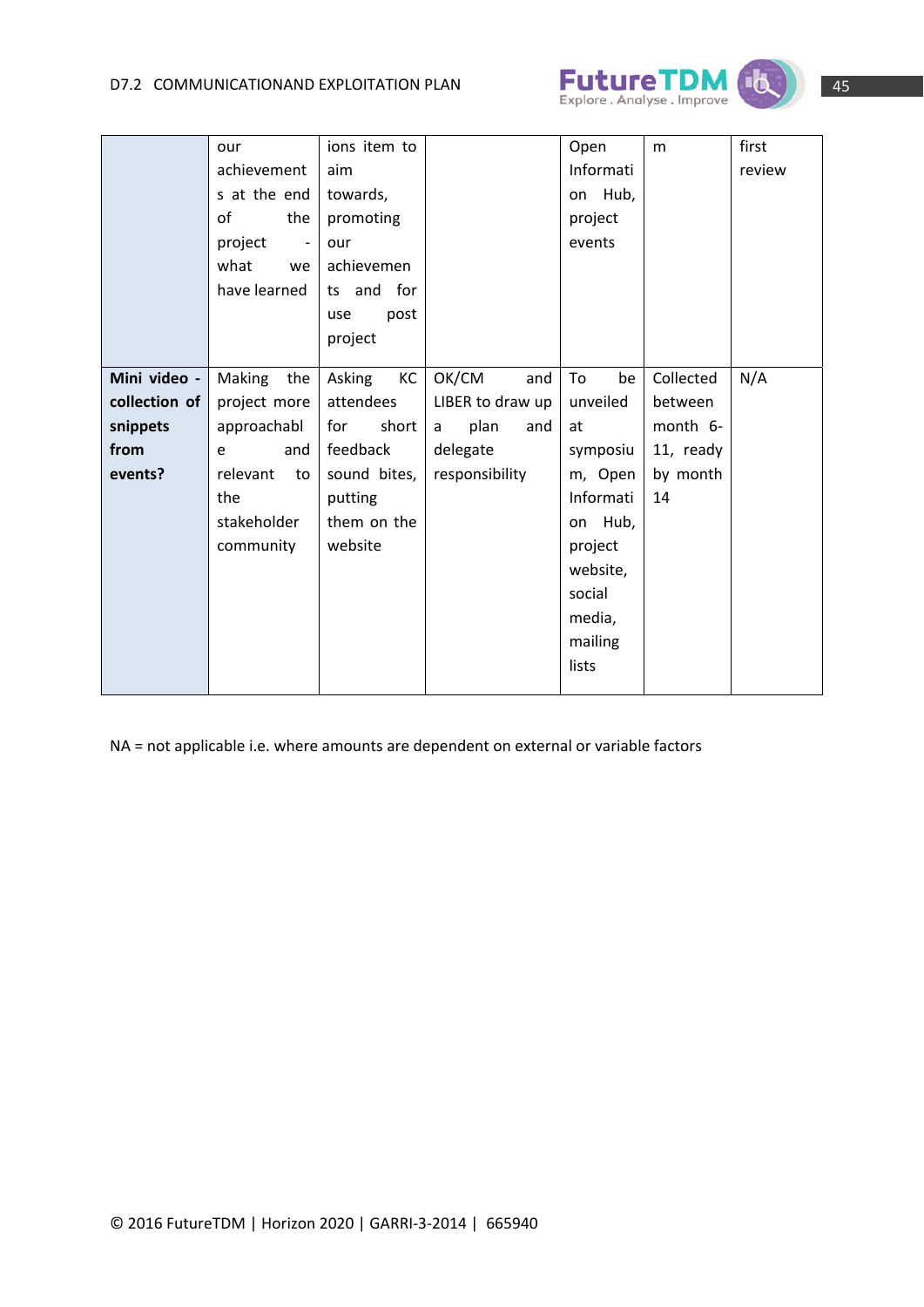| | | | | | | |
|---|---|---|---|---|---|---|
| | our achievements at the end of the project - what we have learned | ions item to aim towards, promoting our achievements and for use post project | | Open Information Hub, project events | m | first review |
| **Mini video - collection of snippets from events?** | Making the project more approachable and relevant to the stakeholder community | Asking KC attendees for short feedback sound bites, putting them on the website | OK/CM and LIBER to draw up a plan and delegate responsibility | To be unveiled at symposium, Open Information Hub, project website, social media, mailing lists | Collected between month 6-11, ready by month 14 | N/A |

NA = not applicable i.e. where amounts are dependent on external or variable factors